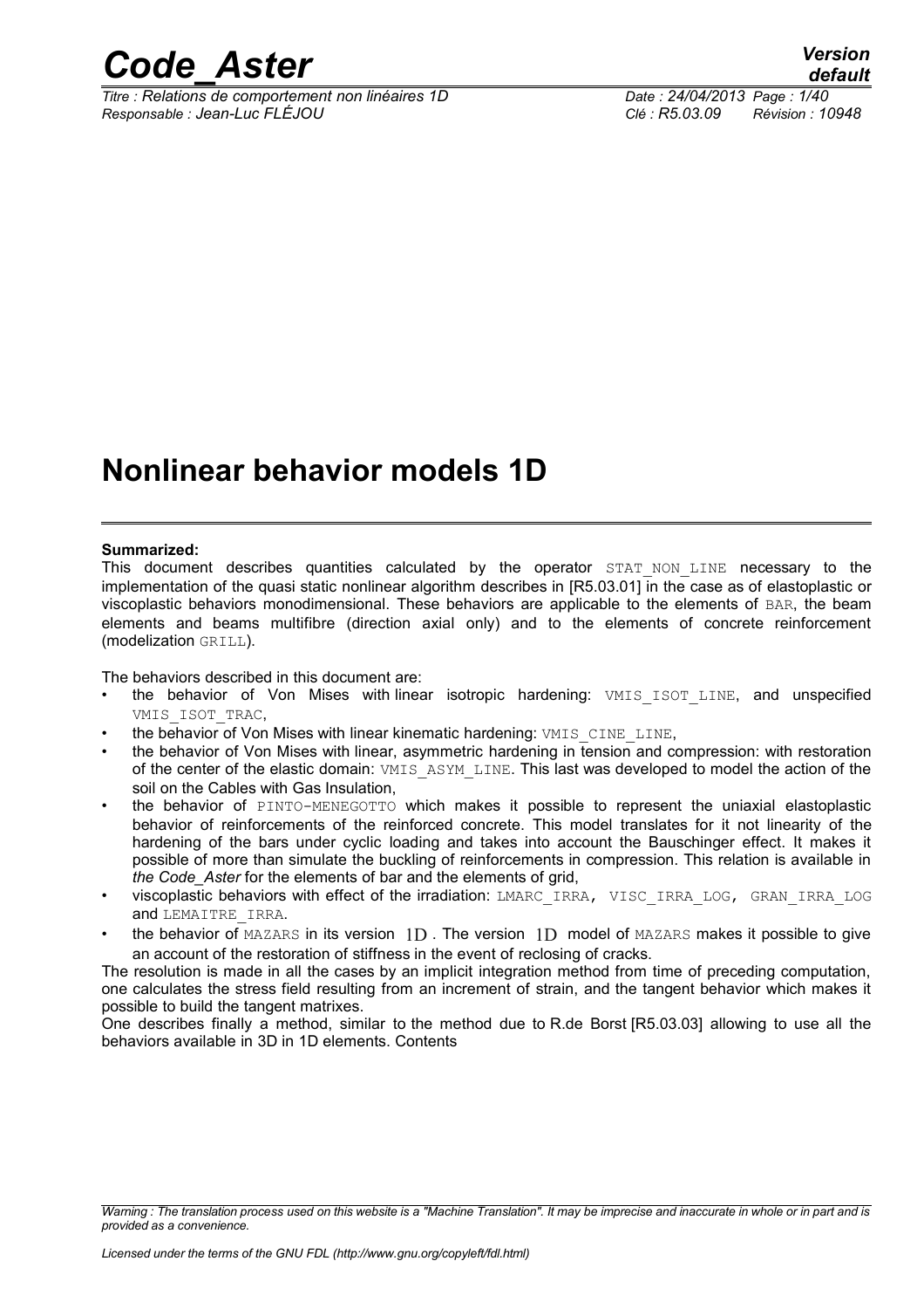# Nonlinear behavior models 1D

**Summarized:**

This document describes quantities calculated by the operator STAT_NON_LINE necessary to the implementation of the quasi static nonlinear algorithm describes in [R5.03.01] in the case as of elastoplastic or viscoplastic behaviors monodimensional. These behaviors are applicable to the elements of BAR, the beam elements and beams multifibre (direction axial only) and to the elements of concrete reinforcement (modelization GRILL).

The behaviors described in this document are:

- the behavior of Von Mises with linear isotropic hardening: VMIS_ISOT_LINE, and unspecified VMIS_ISOT_TRAC,
- the behavior of Von Mises with linear kinematic hardening: VMIS_CINE_LINE,
- the behavior of Von Mises with linear, asymmetric hardening in tension and compression: with restoration of the center of the elastic domain: VMIS_ASYM_LINE. This last was developed to model the action of the soil on the Cables with Gas Insulation,
- the behavior of PINTO-MENEGOTTO which makes it possible to represent the uniaxial elastoplastic behavior of reinforcements of the reinforced concrete. This model translates for it not linearity of the hardening of the bars under cyclic loading and takes into account the Bauschinger effect. It makes it possible of more than simulate the buckling of reinforcements in compression. This relation is available in *the Code_Aster* for the elements of bar and the elements of grid,
- viscoplastic behaviors with effect of the irradiation: LMARC_IRRA, VISC_IRRA_LOG, GRAN_IRRA_LOG and LEMAITRE_IRRA.
- the behavior of MAZARS in its version $1D$. The version $1D$ model of MAZARS makes it possible to give an account of the restoration of stiffness in the event of reclosing of cracks.

The resolution is made in all the cases by an implicit integration method from time of preceding computation, one calculates the stress field resulting from an increment of strain, and the tangent behavior which makes it possible to build the tangent matrixes.

One describes finally a method, similar to the method due to R.de Borst [R5.03.03] allowing to use all the behaviors available in 3D in 1D elements. Contents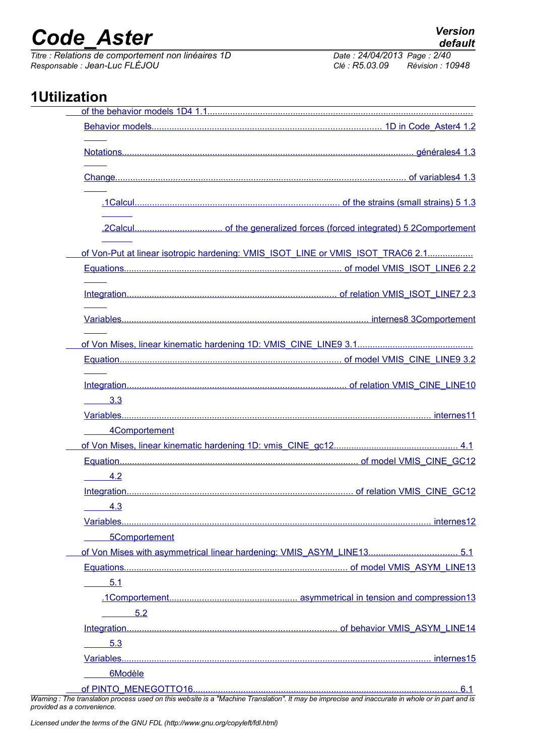# 1Utilization

of the behavior models 1D4 1.1.......................................................................................................................

Behavior models............................................................................................ 1D in Code_Aster4 1.2

Notations.................................................................................................................... générales4 1.3

Change.................................................................................................................... of variables4 1.3

.1Calcul.................................................................................. of the strains (small strains) 5 1.3

.2Calcul.................................. of the generalized forces (forced integrated) 5 2Comportement

of Von-Put at linear isotropic hardening: VMIS_ISOT_LINE or VMIS_ISOT_TRAC6 2.1..................

Equations...................................................................................... of model VMIS_ISOT_LINE6 2.2

Integration.................................................................................... of relation VMIS_ISOT_LINE7 2.3

Variables................................................................................................. internes8 3Comportement

of Von Mises, linear kinematic hardening 1D: VMIS_CINE_LINE9 3.1.............................................

Equation........................................................................................ of model VMIS_CINE_LINE9 3.2

Integration....................................................................................... of relation VMIS_CINE_LINE10

3.3

Variables.......................................................................................................................... internes11

4Comportement

of Von Mises, linear kinematic hardening 1D: vmis_CINE_gc12................................................. 4.1

Equation............................................................................................... of model VMIS_CINE_GC12

4.2

Integration......................................................................................... of relation VMIS_CINE_GC12

4.3

Variables.......................................................................................................................... internes12

5Comportement

of Von Mises with asymmetrical linear hardening: VMIS_ASYM_LINE13................................... 5.1

Equations........................................................................................ of model VMIS_ASYM_LINE13

5.1

.1Comportement................................................... asymmetrical in tension and compression13

5.2

Integration.................................................................................. of behavior VMIS_ASYM_LINE14

5.3

Variables.......................................................................................................................... internes15

6Modèle

of PINTO_MENEGOTTO16......................................................................................................... 6.1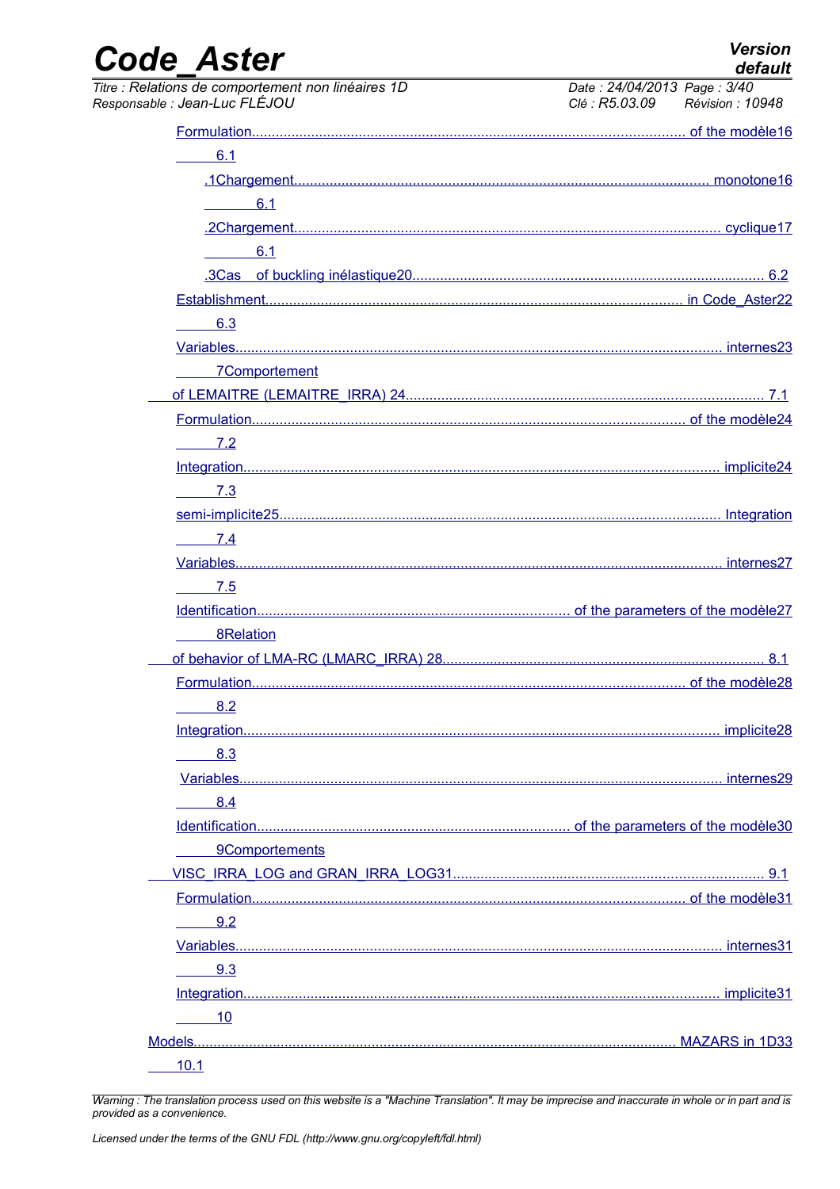Formulation............................................................................................................ of the modèle16

6.1

.1Chargement......................................................................................................... monotone16

6.1

.2Chargement........................................................................................................... cyclique17

6.1

.3Cas of buckling inélastique20........................................................................................ 6.2

Establishment......................................................................................................... in Code_Aster22

6.3

Variables............................................................................................................................ internes23

7Comportement

of LEMAITRE (LEMAITRE_IRRA) 24......................................................................................... 7.1

Formulation............................................................................................................ of the modèle24

7.2

Integration........................................................................................................................ implicite24

7.3

semi-implicite25............................................................................................................... Integration

7.4

Variables............................................................................................................................ internes27

7.5

Identification................................................................................ of the parameters of the modèle27

8Relation

of behavior of LMA-RC (LMARC_IRRA) 28................................................................................ 8.1

Formulation............................................................................................................ of the modèle28

8.2

Integration........................................................................................................................ implicite28

8.3

Variables............................................................................................................................ internes29

8.4

Identification................................................................................ of the parameters of the modèle30

9Comportements

VISC_IRRA_LOG and GRAN_IRRA_LOG31............................................................................. 9.1

Formulation............................................................................................................ of the modèle31

9.2

Variables............................................................................................................................ internes31

9.3

Integration........................................................................................................................ implicite31

10

Models.......................................................................................................................... MAZARS in 1D33

10.1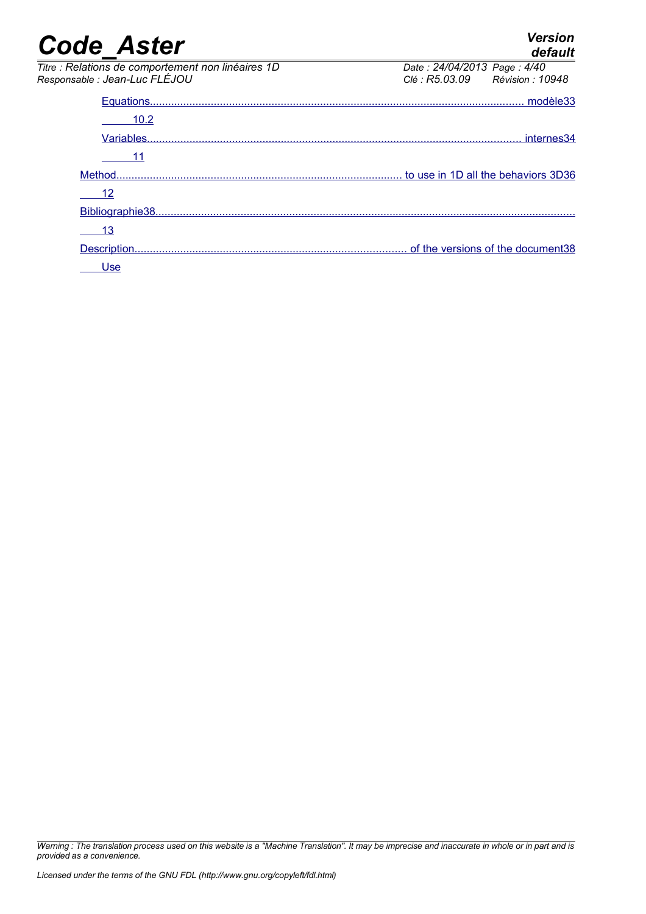Equations........................................................................................................................ modèle33

10.2

Variables......................................................................................................................... internes34

11

Method............................................................................................ to use in 1D all the behaviors 3D36

12

Bibliographie38......................................................................................................................................

13

Description......................................................................................... of the versions of the document38

Use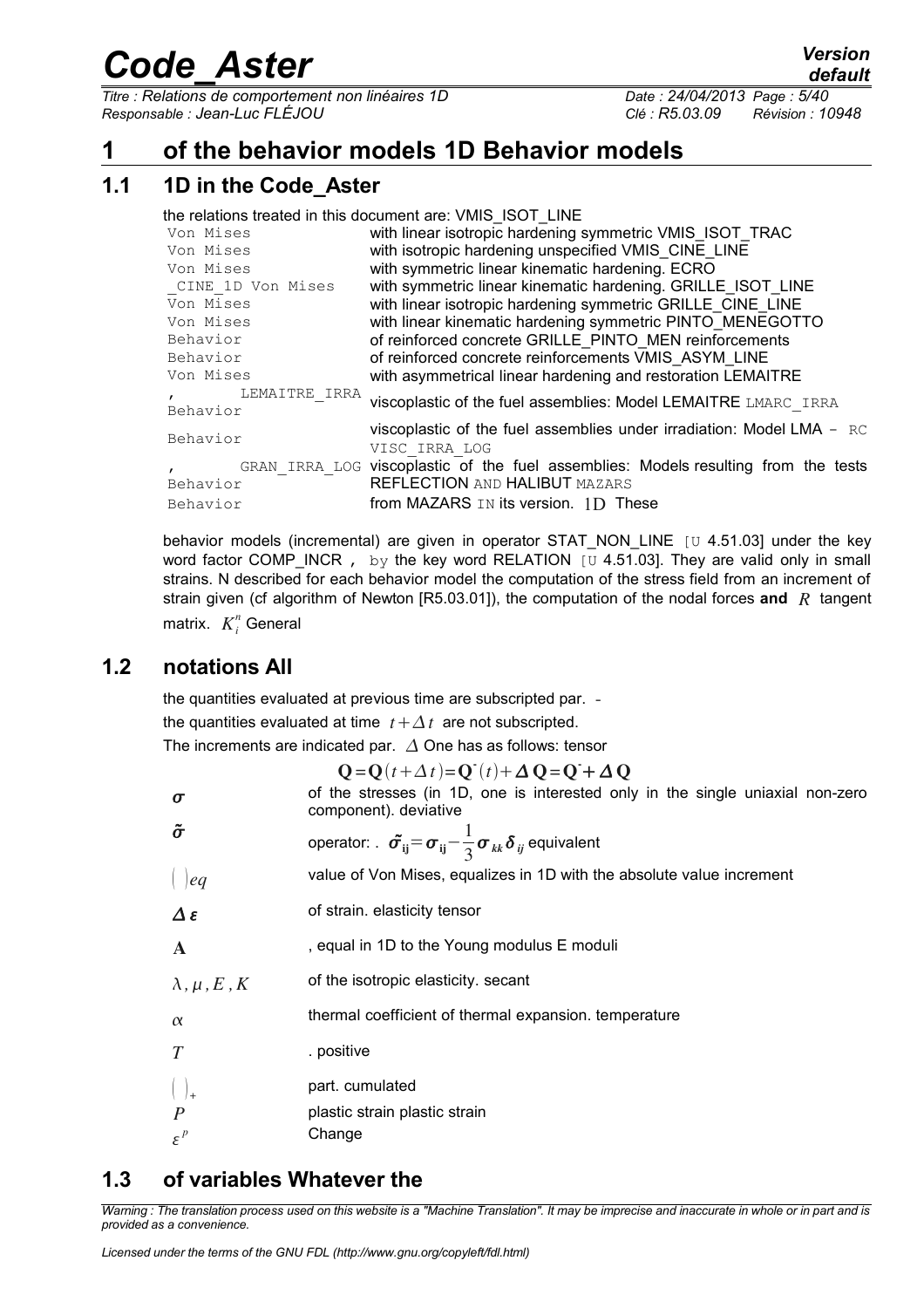# 1 of the behavior models 1D Behavior models

## 1.1 1D in the Code_Aster

the relations treated in this document are: VMIS_ISOT_LINE

| | |
|---|---|
| Von Mises | with linear isotropic hardening symmetric VMIS_ISOT_TRAC |
| Von Mises | with isotropic hardening unspecified VMIS_CINE_LINE |
| Von Mises | with symmetric linear kinematic hardening. ECRO |
| _CINE_1D Von Mises | with symmetric linear kinematic hardening. GRILLE_ISOT_LINE |
| Von Mises | with linear isotropic hardening symmetric GRILLE_CINE_LINE |
| Von Mises | with linear kinematic hardening symmetric PINTO_MENEGOTTO |
| Behavior | of reinforced concrete GRILLE_PINTO_MEN reinforcements |
| Behavior | of reinforced concrete reinforcements VMIS_ASYM_LINE |
| Von Mises | with asymmetrical linear hardening and restoration LEMAITRE |
| , LEMAITRE_IRRA Behavior | viscoplastic of the fuel assemblies: Model LEMAITRE LMARC_IRRA |
| Behavior | viscoplastic of the fuel assemblies under irradiation: Model LMA - RC VISC_IRRA_LOG |
| , GRAN_IRRA_LOG Behavior | viscoplastic of the fuel assemblies: Models resulting from the tests REFLECTION AND HALIBUT MAZARS |
| Behavior | from MAZARS IN its version. 1D These |

behavior models (incremental) are given in operator STAT_NON_LINE [U 4.51.03] under the key word factor COMP_INCR , by the key word RELATION [U 4.51.03]. They are valid only in small strains. N described for each behavior model the computation of the stress field from an increment of strain given (cf algorithm of Newton [R5.03.01]), the computation of the nodal forces **and** $R$ tangent matrix. $K_i^n$ General

## 1.2 notations All

the quantities evaluated at previous time are subscripted par. -

the quantities evaluated at time $t+\Delta t$ are not subscripted.

The increments are indicated par. $\Delta$ One has as follows: tensor

$$\mathbf{Q}=\mathbf{Q}(t+\Delta t)=\mathbf{Q}^{-}(t)+\Delta\mathbf{Q}=\mathbf{Q}^{-}+\Delta\mathbf{Q}$$

| | |
|---|---|
| $\boldsymbol{\sigma}$ | of the stresses (in 1D, one is interested only in the single uniaxial non-zero component). deviative |
| $\tilde{\boldsymbol{\sigma}}$ | operator: . $\tilde{\boldsymbol{\sigma}}_{ij}=\boldsymbol{\sigma}_{ij}-\frac{1}{3}\boldsymbol{\sigma}_{kk}\boldsymbol{\delta}_{ij}$ equivalent |
| $(\ )eq$ | value of Von Mises, equalizes in 1D with the absolute value increment |
| $\Delta\boldsymbol{\varepsilon}$ | of strain. elasticity tensor |
| $\mathbf{A}$ | , equal in 1D to the Young modulus E moduli |
| $\lambda, \mu, E, K$ | of the isotropic elasticity. secant |
| $\alpha$ | thermal coefficient of thermal expansion. temperature |
| $T$ | . positive |
| $(\ )_+$ | part. cumulated |
| $P$ | plastic strain plastic strain |
| $\varepsilon^p$ | Change |

## 1.3 of variables Whatever the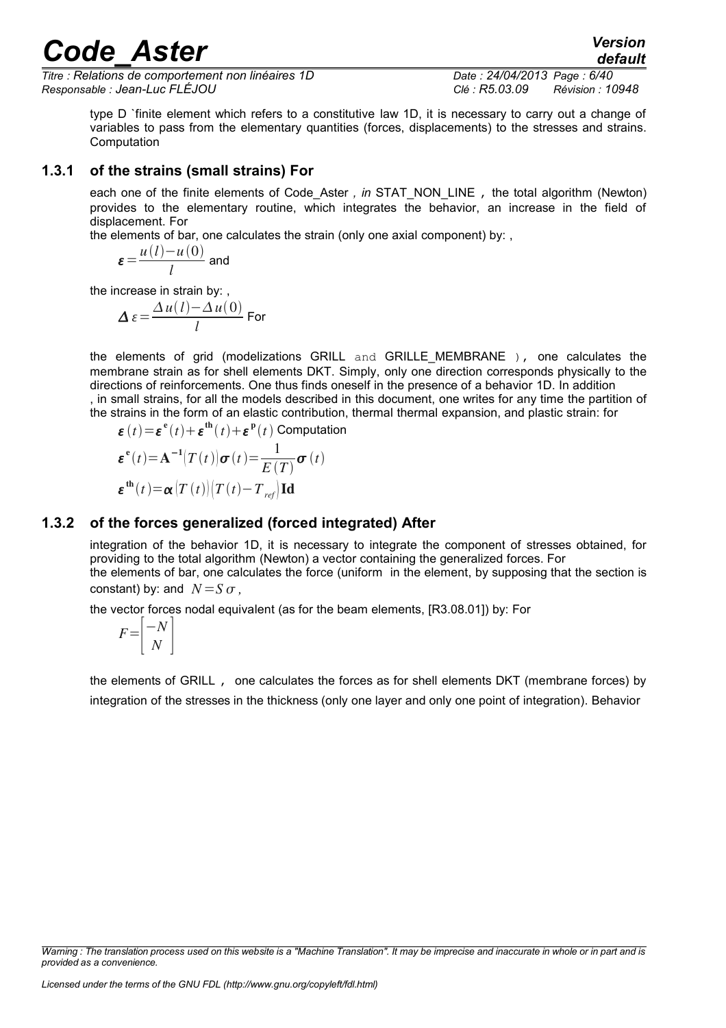type D `finite element which refers to a constitutive law 1D, it is necessary to carry out a change of variables to pass from the elementary quantities (forces, displacements) to the stresses and strains. Computation

### 1.3.1 of the strains (small strains) For

each one of the finite elements of Code_Aster , *in* STAT_NON_LINE , the total algorithm (Newton) provides to the elementary routine, which integrates the behavior, an increase in the field of displacement. For

the elements of bar, one calculates the strain (only one axial component) by: ,

$$\boldsymbol{\varepsilon}=\frac{u(l)-u(0)}{l}$$ and

the increase in strain by: ,

$$\Delta\,\varepsilon=\frac{\Delta\,u(l)-\Delta\,u(0)}{l}$$ For

the elements of grid (modelizations GRILL and GRILLE_MEMBRANE ), one calculates the membrane strain as for shell elements DKT. Simply, only one direction corresponds physically to the directions of reinforcements. One thus finds oneself in the presence of a behavior 1D. In addition , in small strains, for all the models described in this document, one writes for any time the partition of the strains in the form of an elastic contribution, thermal thermal expansion, and plastic strain: for

$$\boldsymbol{\varepsilon}(t)=\boldsymbol{\varepsilon}^{\mathbf{e}}(t)+\boldsymbol{\varepsilon}^{\mathbf{th}}(t)+\boldsymbol{\varepsilon}^{\mathbf{p}}(t)$$ Computation

$$\boldsymbol{\varepsilon}^{\mathbf{e}}(t)=\mathbf{A}^{-1}(T(t))\boldsymbol{\sigma}(t)=\frac{1}{E(T)}\boldsymbol{\sigma}(t)$$

$$\boldsymbol{\varepsilon}^{\mathbf{th}}(t)=\boldsymbol{\alpha}(T(t))(T(t)-T_{ref})\mathbf{Id}$$

### 1.3.2 of the forces generalized (forced integrated) After

integration of the behavior 1D, it is necessary to integrate the component of stresses obtained, for providing to the total algorithm (Newton) a vector containing the generalized forces. For

the elements of bar, one calculates the force (uniform in the element, by supposing that the section is constant) by: and $N=S\,\sigma$ ,

the vector forces nodal equivalent (as for the beam elements, [R3.08.01]) by: For

$$F=\begin{bmatrix}-N\\ N\end{bmatrix}$$

the elements of GRILL , one calculates the forces as for shell elements DKT (membrane forces) by integration of the stresses in the thickness (only one layer and only one point of integration). Behavior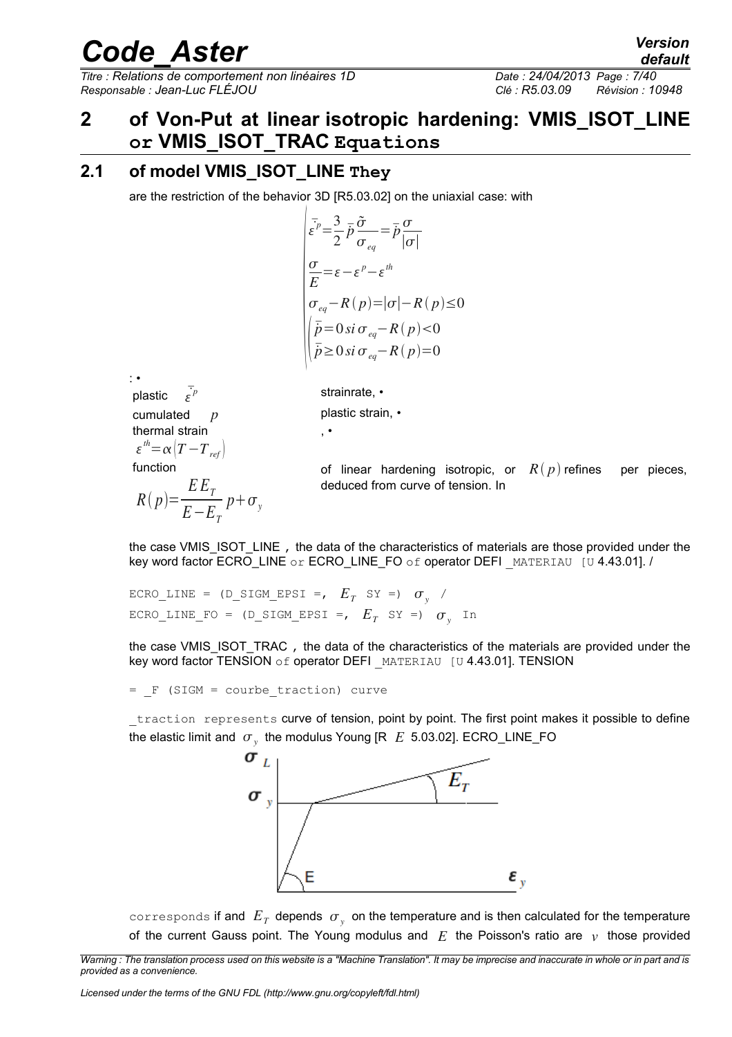# 2 of Von-Put at linear isotropic hardening: VMIS_ISOT_LINE or VMIS_ISOT_TRAC Equations

## 2.1 of model VMIS_ISOT_LINE They

are the restriction of the behavior 3D [R5.03.02] on the uniaxial case: with

$$
\begin{cases}
\dot{\varepsilon}^p = \frac{3}{2}\dot{p}\frac{\tilde{\sigma}}{\sigma_{eq}} = \dot{p}\frac{\sigma}{|\sigma|} \\
\frac{\sigma}{E} = \varepsilon - \varepsilon^p - \varepsilon^{th} \\
\sigma_{eq} - R(p) = |\sigma| - R(p) \leq 0 \\
\begin{cases} \dot{p} = 0 \; si \; \sigma_{eq} - R(p) < 0 \\ \dot{p} \geq 0 \; si \; \sigma_{eq} - R(p) = 0 \end{cases}
\end{cases}
$$

: •

- plastic $\dot{\varepsilon}^p$ strainrate, •
- cumulated $p$ plastic strain, •
- thermal strain $\varepsilon^{th} = \alpha(T - T_{ref})$ , •
- function $R(p) = \frac{E E_T}{E - E_T} p + \sigma_y$ of linear hardening isotropic, or $R(p)$ refines per pieces, deduced from curve of tension. In

the case VMIS_ISOT_LINE , the data of the characteristics of materials are those provided under the key word factor ECRO_LINE or ECRO_LINE_FO of operator DEFI _MATERIAU [U 4.43.01]. /

```
ECRO_LINE = (D_SIGM_EPSI =, E_T SY =) σ_y /
ECRO_LINE_FO = (D_SIGM_EPSI =, E_T SY =) σ_y In
```

the case VMIS_ISOT_TRAC , the data of the characteristics of the materials are provided under the key word factor TENSION of operator DEFI _MATERIAU [U 4.43.01]. TENSION

```
= _F (SIGM = courbe_traction) curve
```

_traction represents curve of tension, point by point. The first point makes it possible to define the elastic limit and $\sigma_y$ the modulus Young [R $E$ 5.03.02]. ECRO_LINE_FO

corresponds if and $E_T$ depends $\sigma_y$ on the temperature and is then calculated for the temperature of the current Gauss point. The Young modulus and $E$ the Poisson's ratio are $\nu$ those provided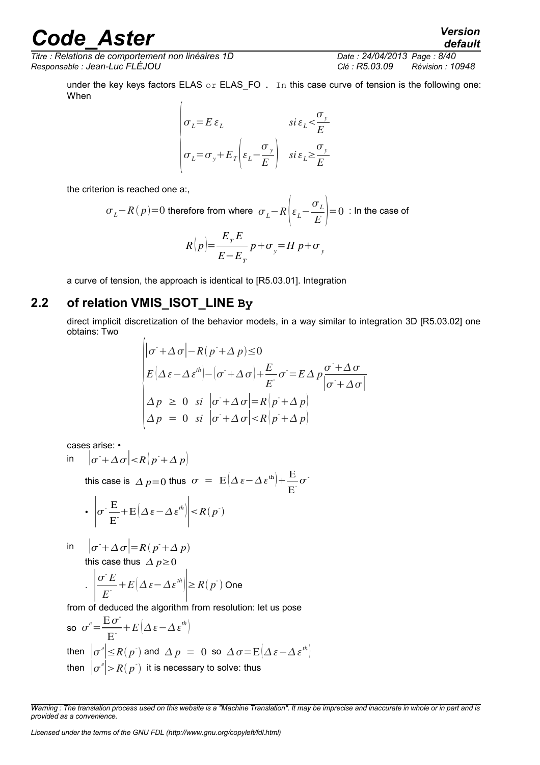under the key keys factors ELAS or ELAS_FO . In this case curve of tension is the following one: When

$$\begin{cases} \sigma_L = E\,\varepsilon_L & si\,\varepsilon_L < \dfrac{\sigma_y}{E} \\ \sigma_L = \sigma_y + E_T\left(\varepsilon_L - \dfrac{\sigma_y}{E}\right) & si\,\varepsilon_L \geq \dfrac{\sigma_y}{E} \end{cases}$$

the criterion is reached one a:,

$\sigma_L - R(p) = 0$ therefore from where $\sigma_L - R\left(\varepsilon_L - \dfrac{\sigma_L}{E}\right) = 0$ : In the case of

$$R(p) = \frac{E_T E}{E - E_T}\,p + \sigma_y = H\,p + \sigma_y$$

a curve of tension, the approach is identical to [R5.03.01]. Integration

## 2.2 of relation VMIS_ISOT_LINE By

direct implicit discretization of the behavior models, in a way similar to integration 3D [R5.03.02] one obtains: Two

$$\begin{cases} \left|\sigma^- + \Delta\sigma\right| - R(p^- + \Delta p) \leq 0 \\ E\left(\Delta\varepsilon - \Delta\varepsilon^{th}\right) - \left(\sigma^- + \Delta\sigma\right) + \dfrac{E}{E^-}\sigma^- = E\,\Delta p\,\dfrac{\sigma^- + \Delta\sigma}{\left|\sigma^- + \Delta\sigma\right|} \\ \Delta p \;\geq\; 0 \;\; si \;\; \left|\sigma^- + \Delta\sigma\right| = R\left(p^- + \Delta p\right) \\ \Delta p \;=\; 0 \;\; si \;\; \left|\sigma^- + \Delta\sigma\right| < R\left(p^- + \Delta p\right) \end{cases}$$

cases arise: •

in $\left|\sigma^- + \Delta\sigma\right| < R\left(p^- + \Delta p\right)$

this case is $\Delta p = 0$ thus $\sigma \;=\; E\left(\Delta\varepsilon - \Delta\varepsilon^{th}\right) + \dfrac{E}{E^-}\sigma^-$

• $\left|\sigma^- \dfrac{E}{E^-} + E\left(\Delta\varepsilon - \Delta\varepsilon^{th}\right)\right| < R(p^-)$

in $\left|\sigma^- + \Delta\sigma\right| = R(p^- + \Delta p)$

this case thus $\Delta p \geq 0$

. $\left|\dfrac{\sigma^- E}{E^-} + E\left(\Delta\varepsilon - \Delta\varepsilon^{th}\right)\right| \geq R(p^-)$ One

from of deduced the algorithm from resolution: let us pose

so $\sigma^e = \dfrac{E\,\sigma^-}{E^-} + E\left(\Delta\varepsilon - \Delta\varepsilon^{th}\right)$

then $\left|\sigma^e\right| \leq R(p^-)$ and $\Delta p \;=\; 0$ so $\Delta\sigma = E\left(\Delta\varepsilon - \Delta\varepsilon^{th}\right)$

then $\left|\sigma^e\right| > R(p^-)$ it is necessary to solve: thus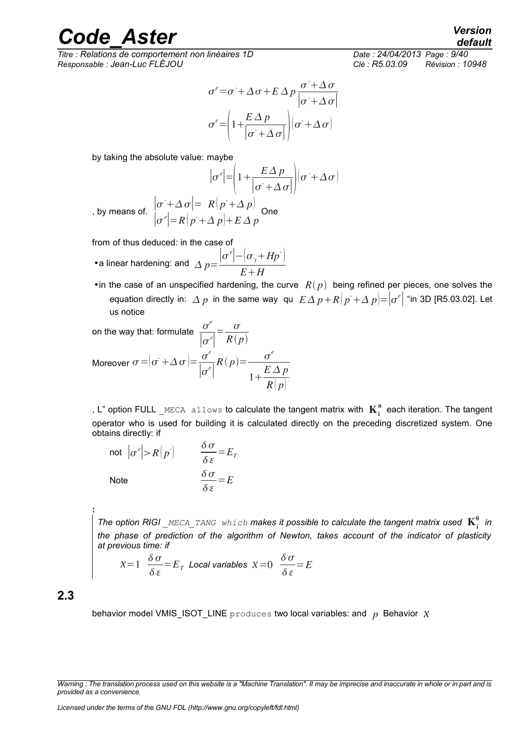$$\sigma^e = \sigma^- + \Delta\sigma + E\,\Delta p\,\frac{\sigma^- + \Delta\sigma}{\left|\sigma^- + \Delta\sigma\right|}$$

$$\sigma^e = \left(1 + \frac{E\,\Delta p}{\left|\sigma^- + \Delta\sigma\right|}\right)\left(\sigma^- + \Delta\sigma\right)$$

by taking the absolute value: maybe

$$\left|\sigma^e\right| = \left(1 + \frac{E\,\Delta p}{\left|\sigma^- + \Delta\sigma\right|}\right)\left(\sigma^- + \Delta\sigma\right)$$

, by means of. $\left|\sigma^- + \Delta\sigma\right| = R\left(p^- + \Delta p\right)$ $\left|\sigma^e\right| = R\left(p^- + \Delta p\right) + E\,\Delta p$ One

from of thus deduced: in the case of

- a linear hardening: and $\Delta p = \dfrac{\left|\sigma^e\right| - \left(\sigma_y + Hp^-\right)}{E + H}$
- in the case of an unspecified hardening, the curve $R(p)$ being refined per pieces, one solves the equation directly in: $\Delta p$ in the same way qu $E\,\Delta p + R\left(p^- + \Delta p\right) = \left|\sigma^e\right|$ "in 3D [R5.03.02]. Let us notice

on the way that: formulate $\dfrac{\sigma^e}{\left|\sigma^e\right|} = \dfrac{\sigma}{R(p)}$

Moreover $\sigma = \left(\sigma^- + \Delta\sigma\right) = \dfrac{\sigma^e}{\left|\sigma^e\right|}R(p) = \dfrac{\sigma^e}{1 + \dfrac{E\,\Delta p}{R(p)}}$

, L" option FULL _MECA allows to calculate the tangent matrix with $\mathbf{K}_\mathbf{i}^\mathbf{n}$ each iteration. The tangent operator who is used for building it is calculated directly on the preceding discretized system. One obtains directly: if

not $\left|\sigma^e\right| > R\left(p^-\right)$ $\quad \dfrac{\delta\sigma}{\delta\varepsilon} = E_T$

Note $\quad \dfrac{\delta\sigma}{\delta\varepsilon} = E$

:

*The option RIGI _MECA_TANG which makes it possible to calculate the tangent matrix used $\mathbf{K}_\mathbf{i}^\mathbf{0}$ in the phase of prediction of the algorithm of Newton, takes account of the indicator of plasticity at previous time: if*

*$\chi = 1$ $\dfrac{\delta\sigma}{\delta\varepsilon} = E_T$ Local variables $\chi = 0$ $\dfrac{\delta\sigma}{\delta\varepsilon} = E$*

## 2.3

behavior model VMIS_ISOT_LINE produces two local variables: and $p$ Behavior $\chi$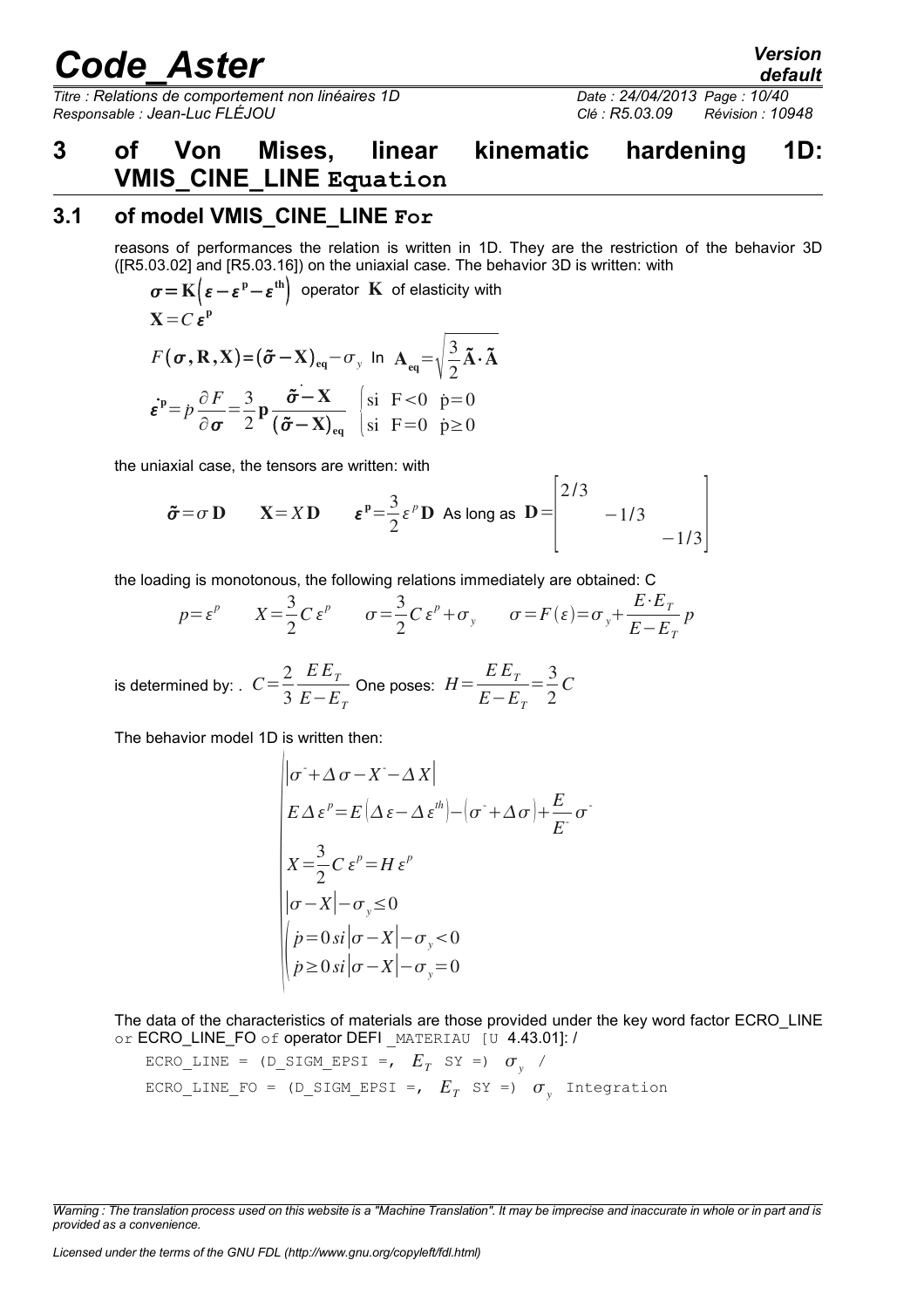# 3 of Von Mises, linear kinematic hardening 1D: VMIS_CINE_LINE Equation

## 3.1 of model VMIS_CINE_LINE For

reasons of performances the relation is written in 1D. They are the restriction of the behavior 3D ([R5.03.02] and [R5.03.16]) on the uniaxial case. The behavior 3D is written: with

$$\boldsymbol{\sigma}=\mathbf{K}\left(\boldsymbol{\varepsilon}-\boldsymbol{\varepsilon}^{\mathbf{p}}-\boldsymbol{\varepsilon}^{\mathbf{th}}\right)$$ operator $\mathbf{K}$ of elasticity with

$$\mathbf{X}=C\,\boldsymbol{\varepsilon}^{\mathbf{p}}$$

$$F(\boldsymbol{\sigma},\mathbf{R},\mathbf{X})=(\tilde{\boldsymbol{\sigma}}-\mathbf{X})_{\mathbf{eq}}-\sigma_y \quad \text{In} \quad \mathbf{A}_{\mathbf{eq}}=\sqrt{\frac{3}{2}\tilde{\mathbf{A}}\cdot\tilde{\mathbf{A}}}$$

$$\dot{\boldsymbol{\varepsilon}}^{\mathbf{p}}=\dot{p}\frac{\partial F}{\partial\boldsymbol{\sigma}}=\frac{3}{2}\dot{\mathbf{p}}\frac{\tilde{\boldsymbol{\sigma}}-\mathbf{X}}{(\tilde{\boldsymbol{\sigma}}-\mathbf{X})_{\mathbf{eq}}} \quad \begin{cases}\text{si } F<0 & \dot{p}=0\\ \text{si } F=0 & \dot{p}\geq 0\end{cases}$$

the uniaxial case, the tensors are written: with

$$\tilde{\boldsymbol{\sigma}}=\sigma\,\mathbf{D} \qquad \mathbf{X}=X\,\mathbf{D} \qquad \boldsymbol{\varepsilon}^{\mathbf{p}}=\frac{3}{2}\varepsilon^{p}\mathbf{D} \quad \text{As long as} \quad \mathbf{D}=\begin{bmatrix}2/3 & & \\ & -1/3 & \\ & & -1/3\end{bmatrix}$$

the loading is monotonous, the following relations immediately are obtained: C

$$p=\varepsilon^{p} \qquad X=\frac{3}{2}C\,\varepsilon^{p} \qquad \sigma=\frac{3}{2}C\,\varepsilon^{p}+\sigma_y \qquad \sigma=F(\varepsilon)=\sigma_y+\frac{E\cdot E_T}{E-E_T}p$$

is determined by: . $C=\dfrac{2}{3}\dfrac{E\,E_T}{E-E_T}$ One poses: $H=\dfrac{E\,E_T}{E-E_T}=\dfrac{3}{2}C$

The behavior model 1D is written then:

$$\left|\begin{array}{l}
\left|\sigma^{-}+\Delta\sigma-X^{-}-\Delta X\right| \\
E\,\Delta\varepsilon^{p}=E\left(\Delta\varepsilon-\Delta\varepsilon^{th}\right)-\left(\sigma^{-}+\Delta\sigma\right)+\dfrac{E}{E^{-}}\sigma^{-} \\
X=\dfrac{3}{2}C\,\varepsilon^{p}=H\,\varepsilon^{p} \\
\left|\sigma-X\right|-\sigma_y\leq 0 \\
\left(\begin{array}{l}\dot{p}=0\,si\left|\sigma-X\right|-\sigma_y<0\\ \dot{p}\geq 0\,si\left|\sigma-X\right|-\sigma_y=0\end{array}\right.
\end{array}\right.$$

The data of the characteristics of materials are those provided under the key word factor ECRO_LINE or ECRO_LINE_FO of operator DEFI _MATERIAU [U 4.43.01]: /

ECRO_LINE = (D_SIGM_EPSI =, $E_T$ SY =) $\sigma_y$ /

ECRO_LINE_FO = (D_SIGM_EPSI =, $E_T$ SY =) $\sigma_y$ Integration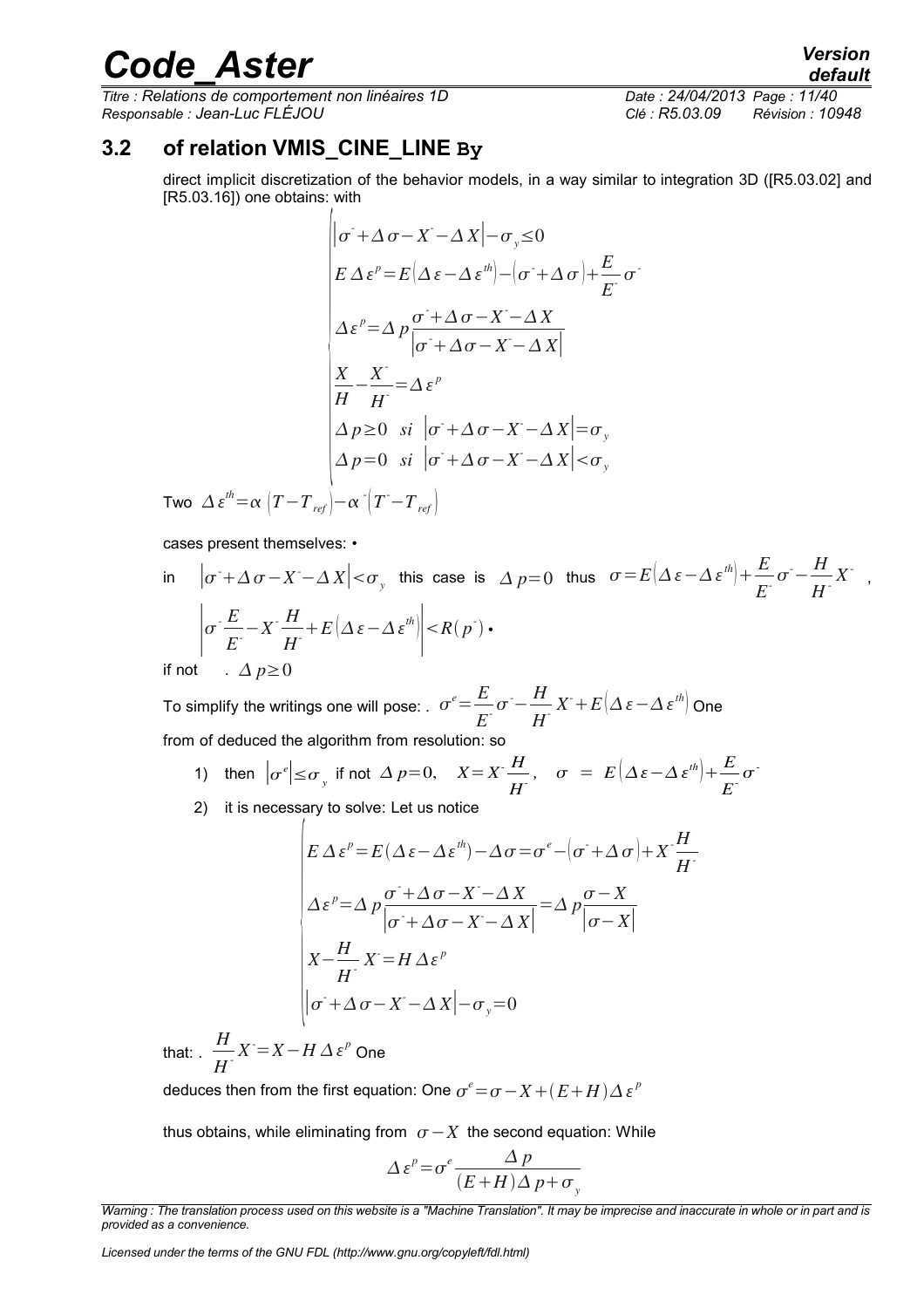## 3.2 of relation VMIS_CINE_LINE By

direct implicit discretization of the behavior models, in a way similar to integration 3D ([R5.03.02] and [R5.03.16]) one obtains: with

$$
\begin{cases}
\left|\sigma^- + \Delta\sigma - X^- - \Delta X\right| - \sigma_y \leq 0 \\
E\,\Delta\varepsilon^p = E\left(\Delta\varepsilon - \Delta\varepsilon^{th}\right) - \left(\sigma^- + \Delta\sigma\right) + \dfrac{E}{E^-}\sigma^- \\
\Delta\varepsilon^p = \Delta p \dfrac{\sigma^- + \Delta\sigma - X^- - \Delta X}{\left|\sigma^- + \Delta\sigma - X^- - \Delta X\right|} \\
\dfrac{X}{H} - \dfrac{X^-}{H^-} = \Delta\varepsilon^p \\
\Delta p \geq 0 \quad si \quad \left|\sigma^- + \Delta\sigma - X^- - \Delta X\right| = \sigma_y \\
\Delta p = 0 \quad si \quad \left|\sigma^- + \Delta\sigma - X^- - \Delta X\right| < \sigma_y
\end{cases}
$$

Two $\Delta\varepsilon^{th} = \alpha\left(T - T_{ref}\right) - \alpha^-\left(T^- - T_{ref}\right)$

cases present themselves: •

in $\left|\sigma^- + \Delta\sigma - X^- - \Delta X\right| < \sigma_y$ this case is $\Delta p = 0$ thus $\sigma = E\left(\Delta\varepsilon - \Delta\varepsilon^{th}\right) + \dfrac{E}{E^-}\sigma^- - \dfrac{H}{H^-}X^-$ ,

$\left|\sigma^- \dfrac{E}{E^-} - X^- \dfrac{H}{H^-} + E\left(\Delta\varepsilon - \Delta\varepsilon^{th}\right)\right| < R(p^-)$ •

if not . $\Delta p \geq 0$

To simplify the writings one will pose: . $\sigma^e = \dfrac{E}{E^-}\sigma^- - \dfrac{H}{H^-}X^- + E\left(\Delta\varepsilon - \Delta\varepsilon^{th}\right)$ One

from of deduced the algorithm from resolution: so

1) then $\left|\sigma^e\right| \leq \sigma_y$ if not $\Delta p = 0, \quad X = X^- \dfrac{H}{H^-}, \quad \sigma = E\left(\Delta\varepsilon - \Delta\varepsilon^{th}\right) + \dfrac{E}{E^-}\sigma^-$

2) it is necessary to solve: Let us notice

$$
\begin{cases}
E\,\Delta\varepsilon^p = E(\Delta\varepsilon - \Delta\varepsilon^{th}) - \Delta\sigma = \sigma^e - \left(\sigma^- + \Delta\sigma\right) + X^- \dfrac{H}{H^-} \\
\Delta\varepsilon^p = \Delta p \dfrac{\sigma^- + \Delta\sigma - X^- - \Delta X}{\left|\sigma^- + \Delta\sigma - X^- - \Delta X\right|} = \Delta p \dfrac{\sigma - X}{\left|\sigma - X\right|} \\
X - \dfrac{H}{H^-}X^- = H\,\Delta\varepsilon^p \\
\left|\sigma^- + \Delta\sigma - X^- - \Delta X\right| - \sigma_y = 0
\end{cases}
$$

that: . $\dfrac{H}{H^-}X^- = X - H\,\Delta\varepsilon^p$ One

deduces then from the first equation: One $\sigma^e = \sigma - X + (E+H)\Delta\varepsilon^p$

thus obtains, while eliminating from $\sigma - X$ the second equation: While

$$\Delta\varepsilon^p = \sigma^e \frac{\Delta p}{(E+H)\Delta p + \sigma_y}$$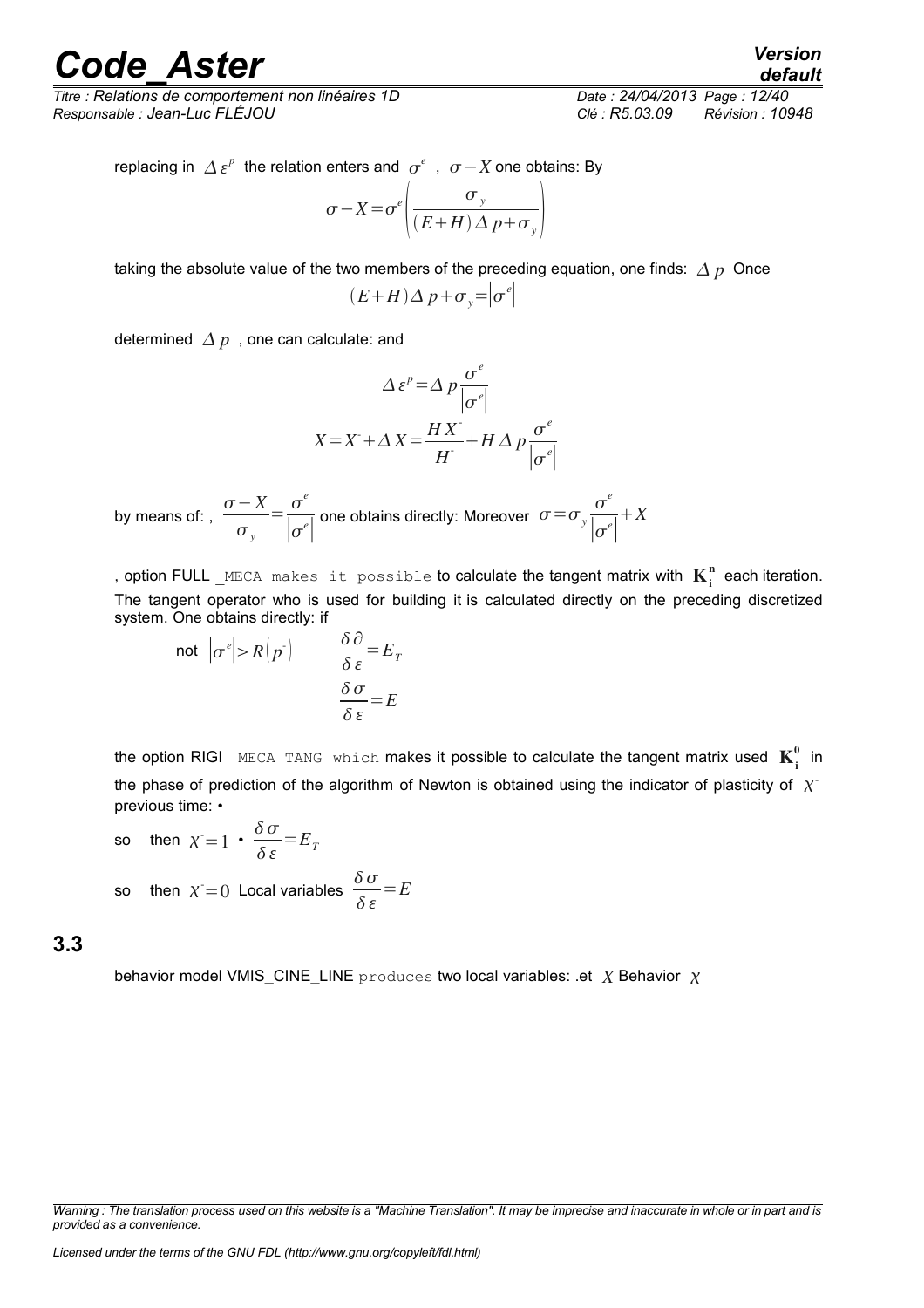replacing in $\Delta\varepsilon^{p}$ the relation enters and $\sigma^{e}$ , $\sigma - X$ one obtains: By

$$\sigma - X = \sigma^{e}\left(\frac{\sigma_{y}}{(E+H)\,\Delta\, p+\sigma_{y}}\right)$$

taking the absolute value of the two members of the preceding equation, one finds: $\Delta\, p$ Once

$$(E+H)\Delta\, p+\sigma_{y}=\left|\sigma^{e}\right|$$

determined $\Delta\, p$ , one can calculate: and

$$\Delta\varepsilon^{p}=\Delta\, p\frac{\sigma^{e}}{\left|\sigma^{e}\right|}$$

$$X=X^{-}+\Delta X=\frac{H X^{-}}{H^{-}}+H\,\Delta\, p\frac{\sigma^{e}}{\left|\sigma^{e}\right|}$$

by means of: , $\dfrac{\sigma-X}{\sigma_{y}}=\dfrac{\sigma^{e}}{\left|\sigma^{e}\right|}$ one obtains directly: Moreover $\sigma=\sigma_{y}\dfrac{\sigma^{e}}{\left|\sigma^{e}\right|}+X$

, option FULL `_MECA makes it possible` to calculate the tangent matrix with $\mathbf{K}_{\mathbf{i}}^{\mathbf{n}}$ each iteration. The tangent operator who is used for building it is calculated directly on the preceding discretized system. One obtains directly: if

not $\left|\sigma^{e}\right|>R\left(p^{-}\right)$ $\qquad \dfrac{\delta\,\partial}{\delta\,\varepsilon}=E_{T}$

$$\frac{\delta\,\sigma}{\delta\,\varepsilon}=E$$

the option RIGI `_MECA_TANG which` makes it possible to calculate the tangent matrix used $\mathbf{K}_{\mathbf{i}}^{\mathbf{0}}$ in the phase of prediction of the algorithm of Newton is obtained using the indicator of plasticity of $\chi^{-}$ previous time: •

so then $\chi^{-}=1$ • $\dfrac{\delta\,\sigma}{\delta\,\varepsilon}=E_{T}$

so then $\chi^{-}=0$ Local variables $\dfrac{\delta\,\sigma}{\delta\,\varepsilon}=E$

## 3.3

behavior model VMIS_CINE_LINE `produces` two local variables: .et $X$ Behavior $\chi$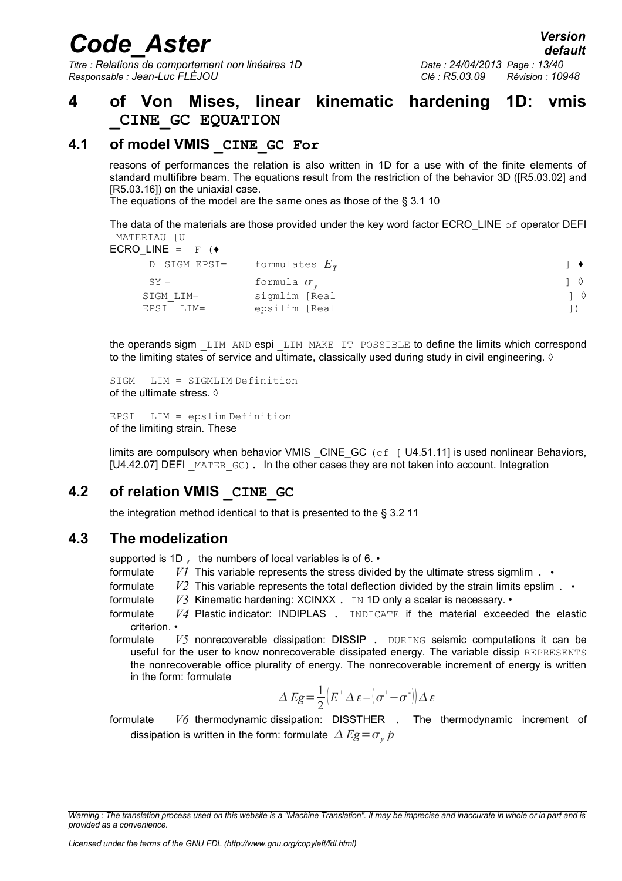# 4 of Von Mises, linear kinematic hardening 1D: vmis _CINE_GC EQUATION

## 4.1 of model VMIS _CINE_GC For

reasons of performances the relation is also written in 1D for a use with of the finite elements of standard multifibre beam. The equations result from the restriction of the behavior 3D ([R5.03.02] and [R5.03.16]) on the uniaxial case.

The equations of the model are the same ones as those of the § 3.1 10

The data of the materials are those provided under the key word factor ECRO_LINE of operator DEFI _MATERIAU [U

```
ECRO_LINE = _F (♦
      D_ SIGM_EPSI=     formulates E_T              ] ♦
      SY =              formula σ_y                 ] ◊
      SIGM_LIM=         sigmlim [Real               ] ◊
      EPSI _LIM=        epsilim [Real               ])
```

the operands sigm _LIM AND espi _LIM MAKE IT POSSIBLE to define the limits which correspond to the limiting states of service and ultimate, classically used during study in civil engineering. ◊

SIGM _LIM = SIGMLIM Definition
of the ultimate stress. ◊

EPSI _LIM = epslim Definition
of the limiting strain. These

limits are compulsory when behavior VMIS _CINE_GC (cf [ U4.51.11] is used nonlinear Behaviors, [U4.42.07] DEFI _MATER_GC). In the other cases they are not taken into account. Integration

## 4.2 of relation VMIS _CINE_GC

the integration method identical to that is presented to the § 3.2 11

## 4.3 The modelization

supported is 1D , the numbers of local variables is of 6. •

formulate $V1$ This variable represents the stress divided by the ultimate stress sigmlim . •

formulate $V2$ This variable represents the total deflection divided by the strain limits epslim . •

formulate $V3$ Kinematic hardening: XCINXX . IN 1D only a scalar is necessary. •

formulate $V4$ Plastic indicator: INDIPLAS . INDICATE if the material exceeded the elastic criterion. •

formulate $V5$ nonrecoverable dissipation: DISSIP . DURING seismic computations it can be useful for the user to know nonrecoverable dissipated energy. The variable dissip REPRESENTS the nonrecoverable office plurality of energy. The nonrecoverable increment of energy is written in the form: formulate

$$\Delta Eg = \frac{1}{2}\left(E^{+}\Delta\varepsilon - \left(\sigma^{+} - \sigma^{-}\right)\right)\Delta\varepsilon$$

formulate $V6$ thermodynamic dissipation: DISSTHER . The thermodynamic increment of dissipation is written in the form: formulate $\Delta Eg = \sigma_y\, p$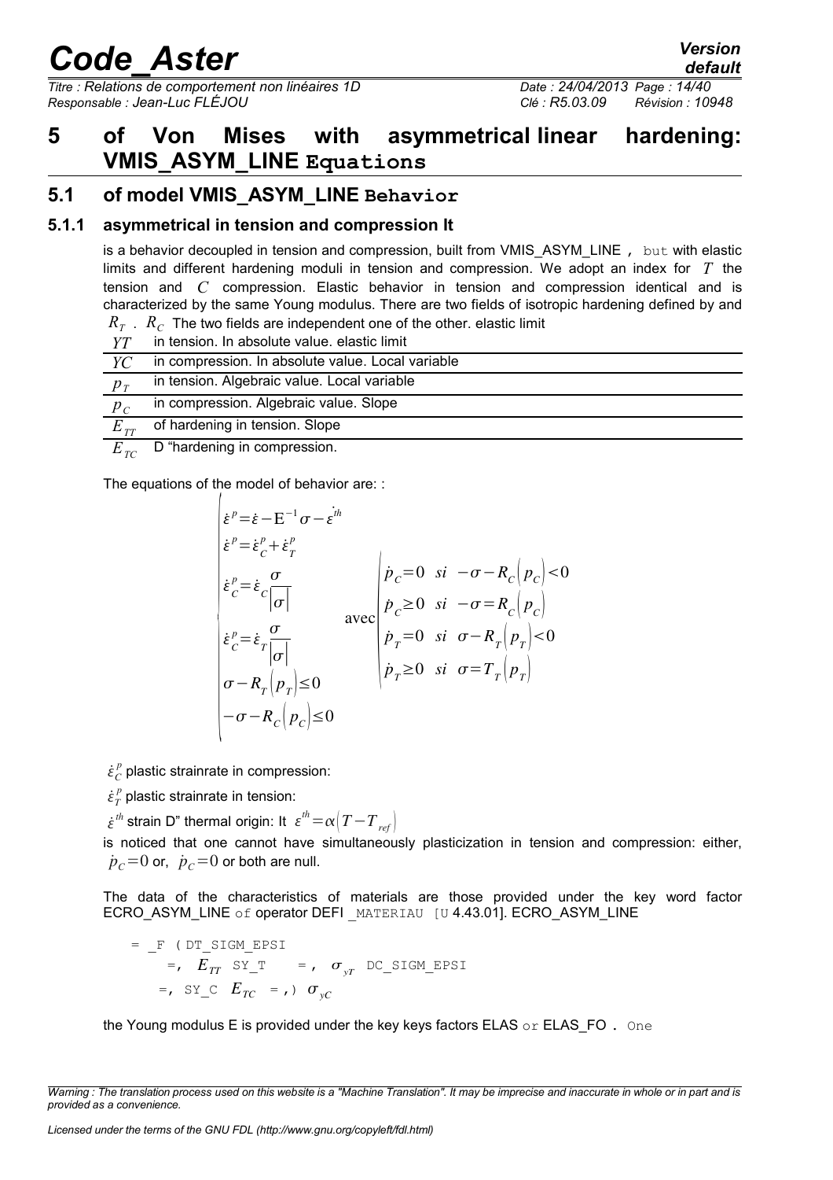# 5 of Von Mises with asymmetrical linear hardening: VMIS_ASYM_LINE Equations

## 5.1 of model VMIS_ASYM_LINE Behavior

### 5.1.1 asymmetrical in tension and compression It

is a behavior decoupled in tension and compression, built from VMIS_ASYM_LINE , but with elastic limits and different hardening moduli in tension and compression. We adopt an index for $T$ the tension and $C$ compression. Elastic behavior in tension and compression identical and is characterized by the same Young modulus. There are two fields of isotropic hardening defined by and $R_T$ . $R_C$ The two fields are independent one of the other. elastic limit

| | |
|---|---|
| $YT$ | in tension. In absolute value. elastic limit |
| $YC$ | in compression. In absolute value. Local variable |
| $p_T$ | in tension. Algebraic value. Local variable |
| $p_C$ | in compression. Algebraic value. Slope |
| $E_{TT}$ | of hardening in tension. Slope |
| $E_{TC}$ | D "hardening in compression. |

The equations of the model of behavior are: :

$$
\begin{cases}
\dot{\varepsilon}^p = \dot{\varepsilon} - \mathrm{E}^{-1}\sigma - \dot{\varepsilon}^{th} \\
\dot{\varepsilon}^p = \dot{\varepsilon}^p_C + \dot{\varepsilon}^p_T \\
\dot{\varepsilon}^p_C = \dot{\varepsilon}_C \dfrac{\sigma}{|\sigma|} \\
\dot{\varepsilon}^p_C = \dot{\varepsilon}_T \dfrac{\sigma}{|\sigma|} \\
\sigma - R_T(p_T) \le 0 \\
-\sigma - R_C(p_C) \le 0
\end{cases}
\quad \text{avec} \quad
\begin{cases}
\dot{p}_C = 0 \quad si \quad -\sigma - R_C(p_C) < 0 \\
\dot{p}_C \ge 0 \quad si \quad -\sigma = R_C(p_C) \\
\dot{p}_T = 0 \quad si \quad \sigma - R_T(p_T) < 0 \\
\dot{p}_T \ge 0 \quad si \quad \sigma = T_T(p_T)
\end{cases}
$$

$\dot{\varepsilon}^p_C$ plastic strainrate in compression:

$\dot{\varepsilon}^p_T$ plastic strainrate in tension:

$\dot{\varepsilon}^{th}$ strain D" thermal origin: It $\varepsilon^{th} = \alpha(T - T_{ref})$

is noticed that one cannot have simultaneously plasticization in tension and compression: either, $\dot{p}_C = 0$ or, $\dot{p}_C = 0$ or both are null.

The data of the characteristics of materials are those provided under the key word factor ECRO_ASYM_LINE of operator DEFI _MATERIAU [U 4.43.01]. ECRO_ASYM_LINE

```
= _F ( DT_SIGM_EPSI
    =,  E_TT  SY_T    = ,  σ_yT  DC_SIGM_EPSI
  =,  SY_C  E_TC  = ,)  σ_yC
```

the Young modulus E is provided under the key keys factors ELAS or ELAS_FO . One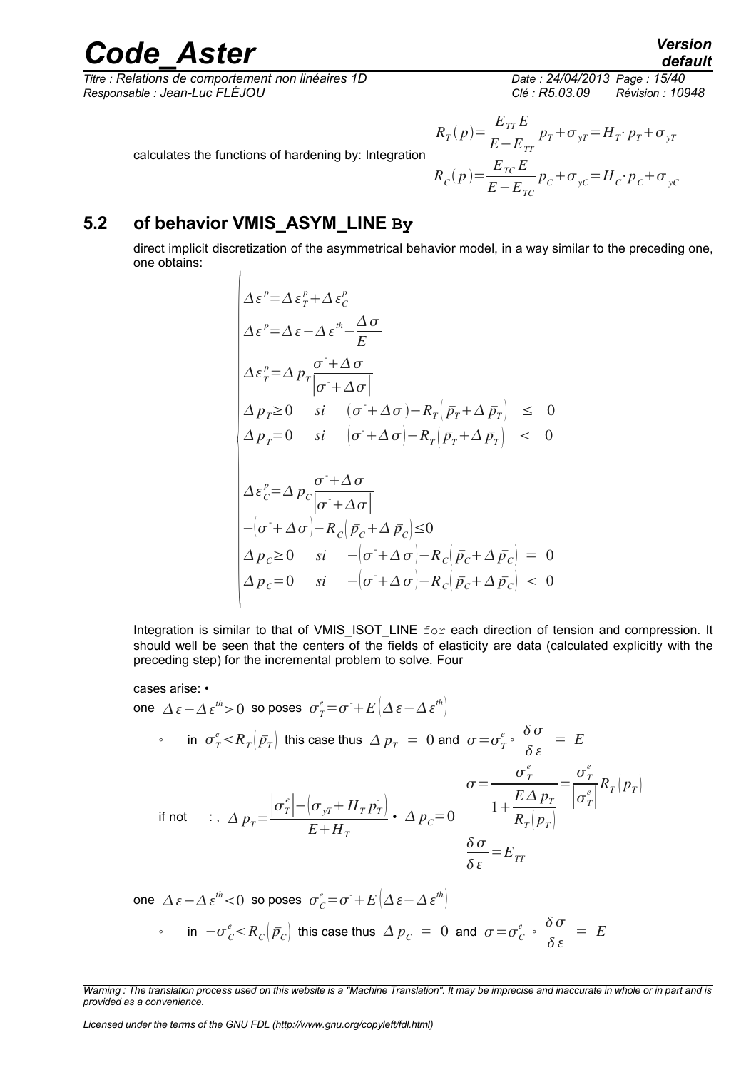calculates the functions of hardening by: Integration

$$
R_T(p)=\frac{E_{TT} E}{E-E_{TT}} p_T+\sigma_{yT}=H_T \cdot p_T+\sigma_{yT}
$$

$$
R_C(p)=\frac{E_{TC} E}{E-E_{TC}} p_C+\sigma_{yC}=H_C \cdot p_C+\sigma_{yC}
$$

## 5.2 of behavior VMIS_ASYM_LINE By

direct implicit discretization of the asymmetrical behavior model, in a way similar to the preceding one, one obtains:

$$
\begin{cases}
\Delta \varepsilon^p=\Delta \varepsilon_T^p+\Delta \varepsilon_C^p \\
\Delta \varepsilon^p=\Delta \varepsilon-\Delta \varepsilon^{th}-\dfrac{\Delta \sigma}{E} \\
\Delta \varepsilon_T^p=\Delta p_T \dfrac{\sigma^-+\Delta \sigma}{\left|\sigma^-+\Delta \sigma\right|} \\
\Delta p_T \geq 0 \quad si \quad (\sigma^-+\Delta \sigma)-R_T\left(\bar{p}_T+\Delta \bar{p}_T\right) \;\leq\; 0 \\
\Delta p_T=0 \quad si \quad \left(\sigma^-+\Delta \sigma\right)-R_T\left(\bar{p}_T+\Delta \bar{p}_T\right) \;<\; 0 \\
\\
\Delta \varepsilon_C^p=\Delta p_C \dfrac{\sigma^-+\Delta \sigma}{\left|\sigma^-+\Delta \sigma\right|} \\
-\left(\sigma^-+\Delta \sigma\right)-R_C\left(\bar{p}_C+\Delta \bar{p}_C\right) \leq 0 \\
\Delta p_C \geq 0 \quad si \quad -\left(\sigma^-+\Delta \sigma\right)-R_C\left(\bar{p}_C+\Delta \bar{p}_C\right) \;=\; 0 \\
\Delta p_C=0 \quad si \quad -\left(\sigma^-+\Delta \sigma\right)-R_C\left(\bar{p}_C+\Delta \bar{p}_C\right) \;<\; 0
\end{cases}
$$

Integration is similar to that of VMIS_ISOT_LINE for each direction of tension and compression. It should well be seen that the centers of the fields of elasticity are data (calculated explicitly with the preceding step) for the incremental problem to solve. Four

cases arise: •

one $\Delta \varepsilon-\Delta \varepsilon^{th}>0$ so poses $\sigma_T^e=\sigma^-+E\left(\Delta \varepsilon-\Delta \varepsilon^{th}\right)$

- in $\sigma_T^e<R_T\left(\bar{p}_T\right)$ this case thus $\Delta p_T \;=\; 0$ and $\sigma=\sigma_T^e$ ◦ $\dfrac{\delta \sigma}{\delta \varepsilon} \;=\; E$

if not : , $\Delta p_T=\dfrac{\left|\sigma_T^e\right|-\left(\sigma_{yT}+H_T\, p_T^-\right)}{E+H_T}$ • $\Delta p_C=0$

$$
\sigma=\frac{\sigma_T^e}{1+\dfrac{E\, \Delta p_T}{R_T\left(p_T\right)}}=\frac{\sigma_T^e}{\left|\sigma_T^e\right|} R_T\left(p_T\right)
$$

$$
\frac{\delta \sigma}{\delta \varepsilon}=E_{TT}
$$

one $\Delta \varepsilon-\Delta \varepsilon^{th}<0$ so poses $\sigma_C^e=\sigma^-+E\left(\Delta \varepsilon-\Delta \varepsilon^{th}\right)$

- in $-\sigma_C^e<R_C\left(\bar{p}_C\right)$ this case thus $\Delta p_C \;=\; 0$ and $\sigma=\sigma_C^e$ ◦ $\dfrac{\delta \sigma}{\delta \varepsilon} \;=\; E$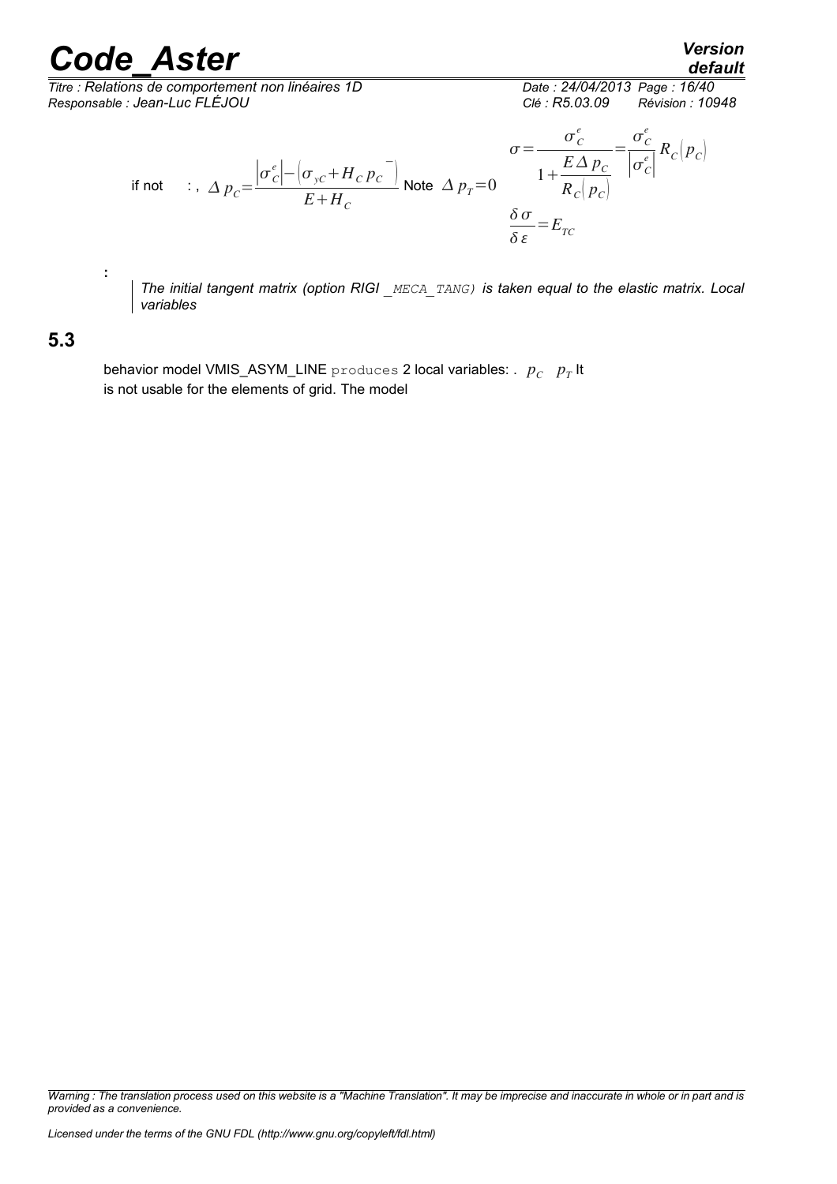if not : , $\Delta p_C = \dfrac{\left|\sigma_C^e\right| - \left(\sigma_{yC} + H_C \, p_C^{\;-}\right)}{E + H_C}$ Note $\Delta p_T = 0$

$$\sigma = \frac{\sigma_C^e}{1 + \dfrac{E \, \Delta p_C}{R_C(p_C)}} = \frac{\sigma_C^e}{\left|\sigma_C^e\right|} R_C(p_C)$$

$$\frac{\delta \sigma}{\delta \varepsilon} = E_{TC}$$

:

*The initial tangent matrix (option RIGI _MECA_TANG) is taken equal to the elastic matrix. Local variables*

## 5.3

behavior model VMIS_ASYM_LINE produces 2 local variables: . $p_C$ $p_T$ It is not usable for the elements of grid. The model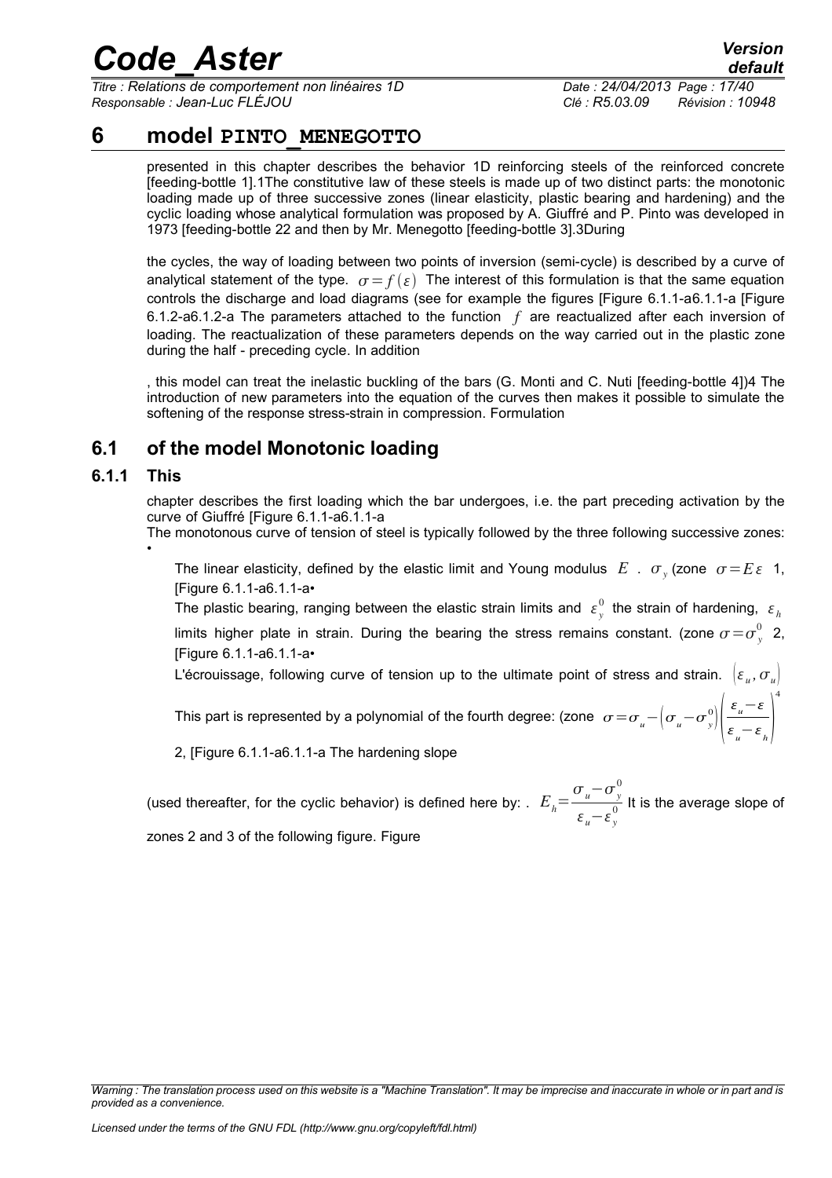# 6 model PINTO_MENEGOTTO

presented in this chapter describes the behavior 1D reinforcing steels of the reinforced concrete [feeding-bottle 1].1The constitutive law of these steels is made up of two distinct parts: the monotonic loading made up of three successive zones (linear elasticity, plastic bearing and hardening) and the cyclic loading whose analytical formulation was proposed by A. Giuffré and P. Pinto was developed in 1973 [feeding-bottle 22 and then by Mr. Menegotto [feeding-bottle 3].3During

the cycles, the way of loading between two points of inversion (semi-cycle) is described by a curve of analytical statement of the type. $\sigma = f(\varepsilon)$ The interest of this formulation is that the same equation controls the discharge and load diagrams (see for example the figures [Figure 6.1.1-a6.1.1-a [Figure 6.1.2-a6.1.2-a The parameters attached to the function $f$ are reactualized after each inversion of loading. The reactualization of these parameters depends on the way carried out in the plastic zone during the half - preceding cycle. In addition

, this model can treat the inelastic buckling of the bars (G. Monti and C. Nuti [feeding-bottle 4])4 The introduction of new parameters into the equation of the curves then makes it possible to simulate the softening of the response stress-strain in compression. Formulation

## 6.1 of the model Monotonic loading

### 6.1.1 This

chapter describes the first loading which the bar undergoes, i.e. the part preceding activation by the curve of Giuffré [Figure 6.1.1-a6.1.1-a

The monotonous curve of tension of steel is typically followed by the three following successive zones:

- The linear elasticity, defined by the elastic limit and Young modulus $E$ . $\sigma_y$ (zone $\sigma = E\varepsilon$ 1, [Figure 6.1.1-a6.1.1-a•

  The plastic bearing, ranging between the elastic strain limits and $\varepsilon_y^0$ the strain of hardening, $\varepsilon_h$ limits higher plate in strain. During the bearing the stress remains constant. (zone $\sigma = \sigma_y^0$ 2, [Figure 6.1.1-a6.1.1-a•

  L'écrouissage, following curve of tension up to the ultimate point of stress and strain. $(\varepsilon_u, \sigma_u)$

  This part is represented by a polynomial of the fourth degree: (zone $\sigma = \sigma_u - (\sigma_u - \sigma_y^0)\left(\dfrac{\varepsilon_u - \varepsilon}{\varepsilon_u - \varepsilon_h}\right)^4$

  2, [Figure 6.1.1-a6.1.1-a The hardening slope

(used thereafter, for the cyclic behavior) is defined here by: . $E_h = \dfrac{\sigma_u - \sigma_y^0}{\varepsilon_u - \varepsilon_y^0}$ It is the average slope of zones 2 and 3 of the following figure. Figure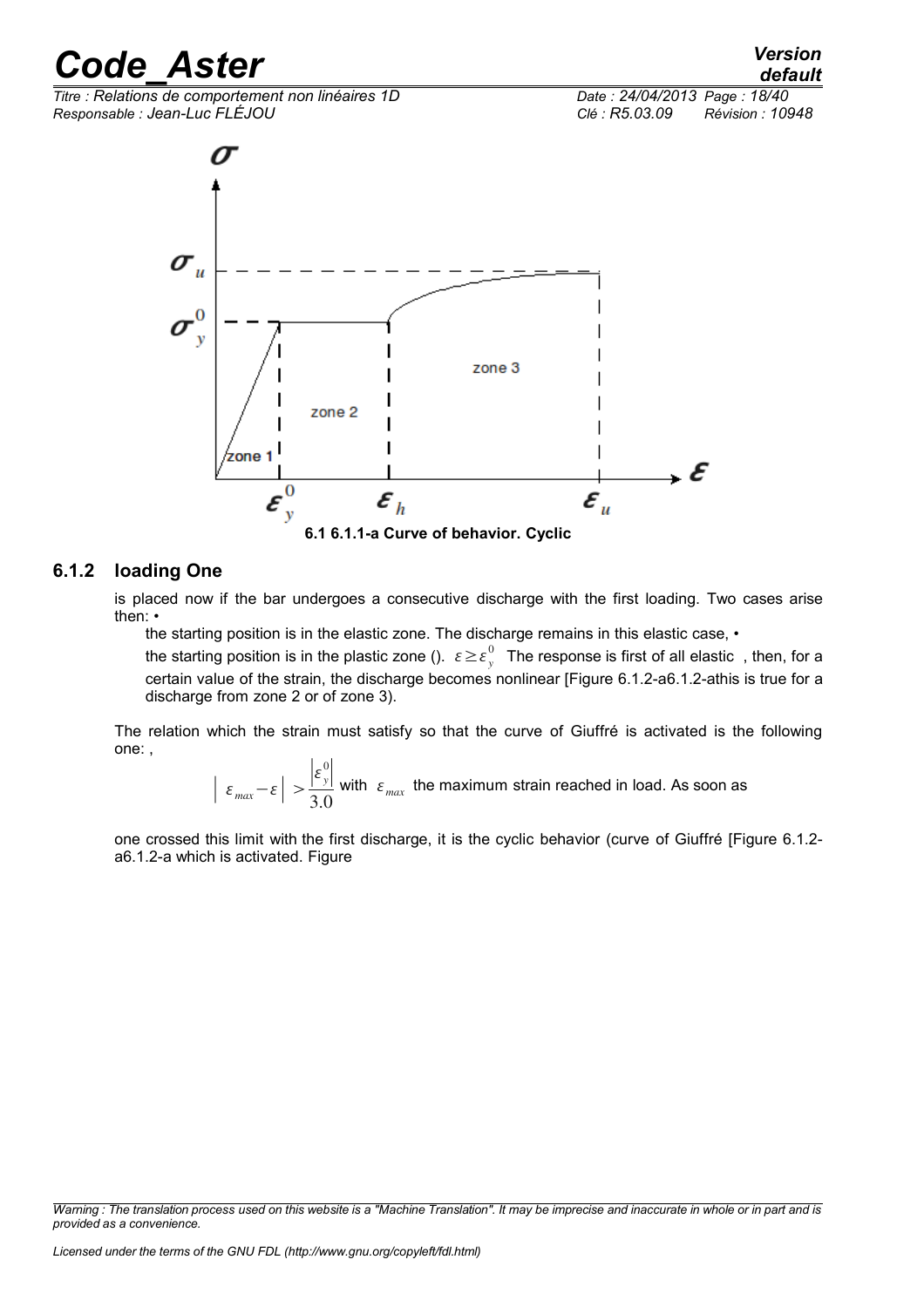6.1 6.1.1-a Curve of behavior. Cyclic

### 6.1.2 loading One

is placed now if the bar undergoes a consecutive discharge with the first loading. Two cases arise then: •

the starting position is in the elastic zone. The discharge remains in this elastic case, •

the starting position is in the plastic zone (). $\varepsilon \geq \varepsilon_y^0$ The response is first of all elastic , then, for a certain value of the strain, the discharge becomes nonlinear [Figure 6.1.2-a6.1.2-athis is true for a discharge from zone 2 or of zone 3).

The relation which the strain must satisfy so that the curve of Giuffré is activated is the following one: ,

$$\left| \varepsilon_{max} - \varepsilon \right| > \frac{\left| \varepsilon_y^0 \right|}{3.0}$$ with $\varepsilon_{max}$ the maximum strain reached in load. As soon as

one crossed this limit with the first discharge, it is the cyclic behavior (curve of Giuffré [Figure 6.1.2-a6.1.2-a which is activated. Figure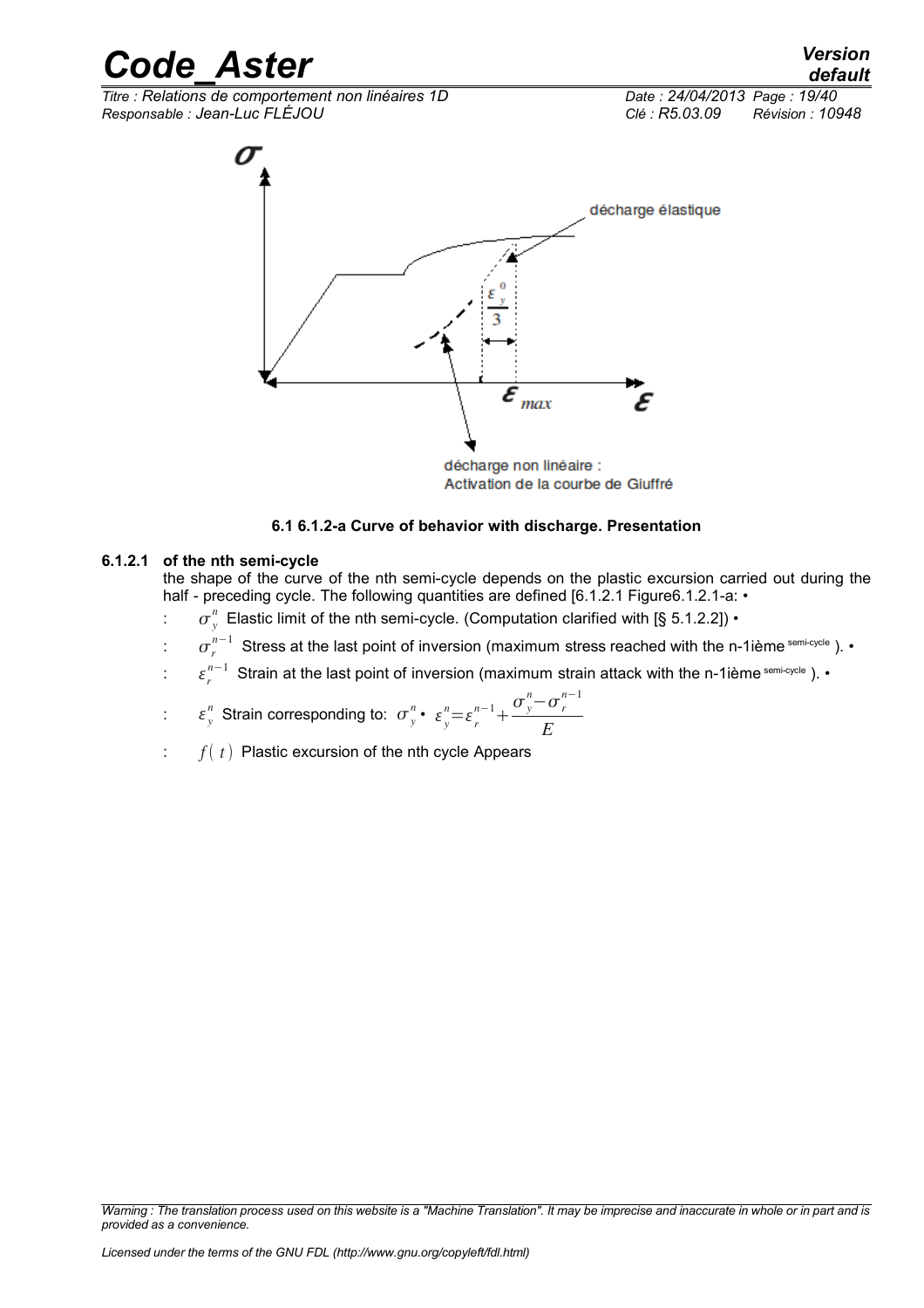décharge élastique

$\frac{\varepsilon_y^0}{3}$

$\varepsilon_{max}$

décharge non linéaire :
Activation de la courbe de Giuffré

**6.1 6.1.2-a Curve of behavior with discharge. Presentation**

#### 6.1.2.1 of the nth semi-cycle

the shape of the curve of the nth semi-cycle depends on the plastic excursion carried out during the half - preceding cycle. The following quantities are defined [6.1.2.1 Figure6.1.2.1-a: •

: $\sigma_y^n$ Elastic limit of the nth semi-cycle. (Computation clarified with [§ 5.1.2.2]) •

: $\sigma_r^{n-1}$ Stress at the last point of inversion (maximum stress reached with the n-1ième semi-cycle ). •

: $\varepsilon_r^{n-1}$ Strain at the last point of inversion (maximum strain attack with the n-1ième semi-cycle ). •

: $\varepsilon_y^n$ Strain corresponding to: $\sigma_y^n$ • $\varepsilon_y^n = \varepsilon_r^{n-1} + \frac{\sigma_y^n - \sigma_r^{n-1}}{E}$

: $f(t)$ Plastic excursion of the nth cycle Appears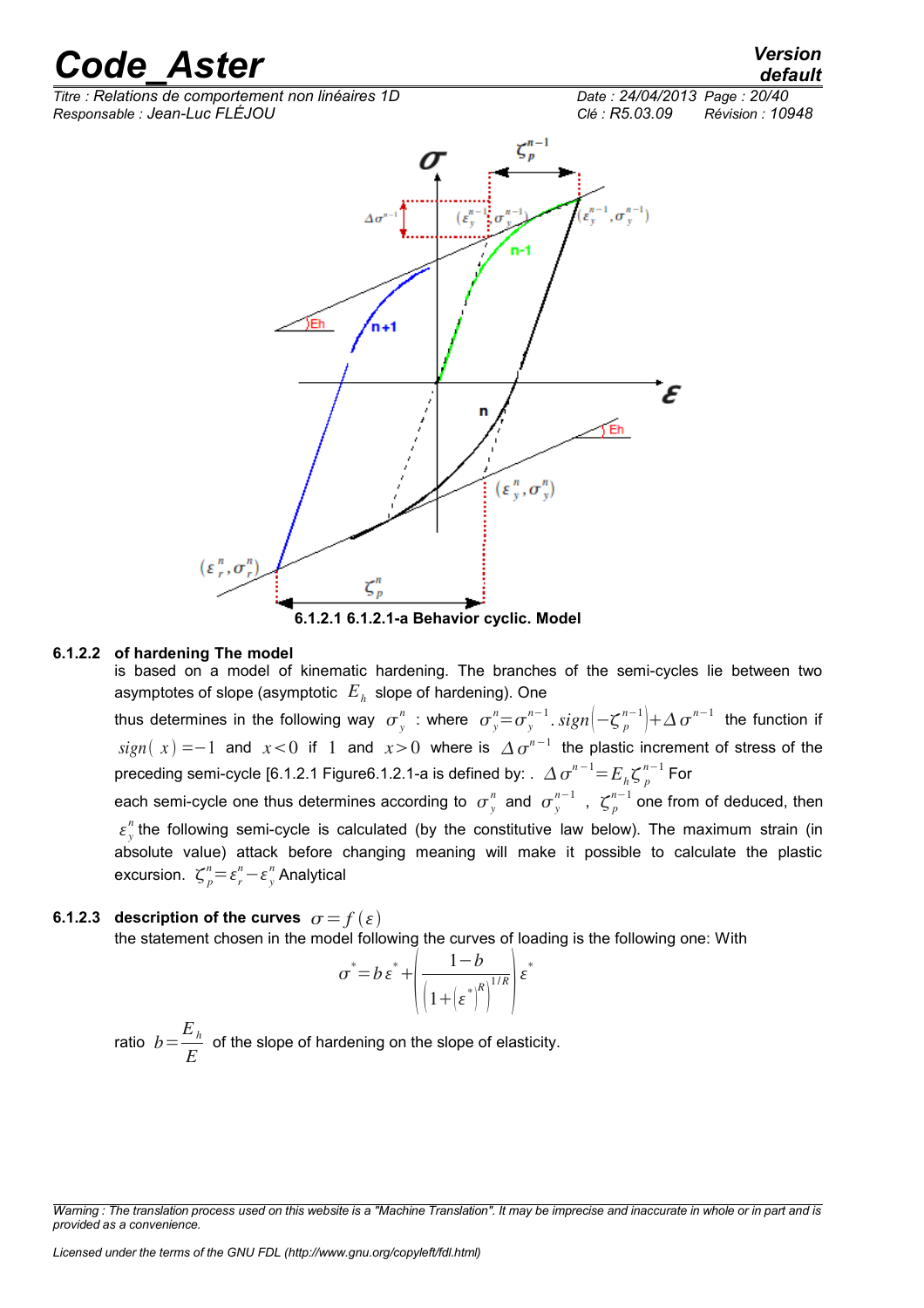6.1.2.1 6.1.2.1-a Behavior cyclic. Model

### 6.1.2.2 of hardening The model

is based on a model of kinematic hardening. The branches of the semi-cycles lie between two asymptotes of slope (asymptotic $E_h$ slope of hardening). One

thus determines in the following way $\sigma_y^n$ : where $\sigma_y^n = \sigma_y^{n-1} . sign\left(-\zeta_p^{n-1}\right) + \Delta\sigma^{n-1}$ the function if $sign(x) = -1$ and $x < 0$ if $1$ and $x > 0$ where is $\Delta\sigma^{n-1}$ the plastic increment of stress of the preceding semi-cycle [6.1.2.1 Figure6.1.2.1-a is defined by: . $\Delta\sigma^{n-1} = E_h \zeta_p^{n-1}$ For

each semi-cycle one thus determines according to $\sigma_y^n$ and $\sigma_y^{n-1}$ , $\zeta_p^{n-1}$ one from of deduced, then $\varepsilon_y^n$ the following semi-cycle is calculated (by the constitutive law below). The maximum strain (in absolute value) attack before changing meaning will make it possible to calculate the plastic excursion. $\zeta_p^n = \varepsilon_r^n - \varepsilon_y^n$ Analytical

### 6.1.2.3 description of the curves $\sigma = f(\varepsilon)$

the statement chosen in the model following the curves of loading is the following one: With

$$\sigma^* = b\varepsilon^* + \left(\frac{1-b}{\left(1+\left|\varepsilon^*\right|^R\right)^{1/R}}\right)\varepsilon^*$$

ratio $b = \dfrac{E_h}{E}$ of the slope of hardening on the slope of elasticity.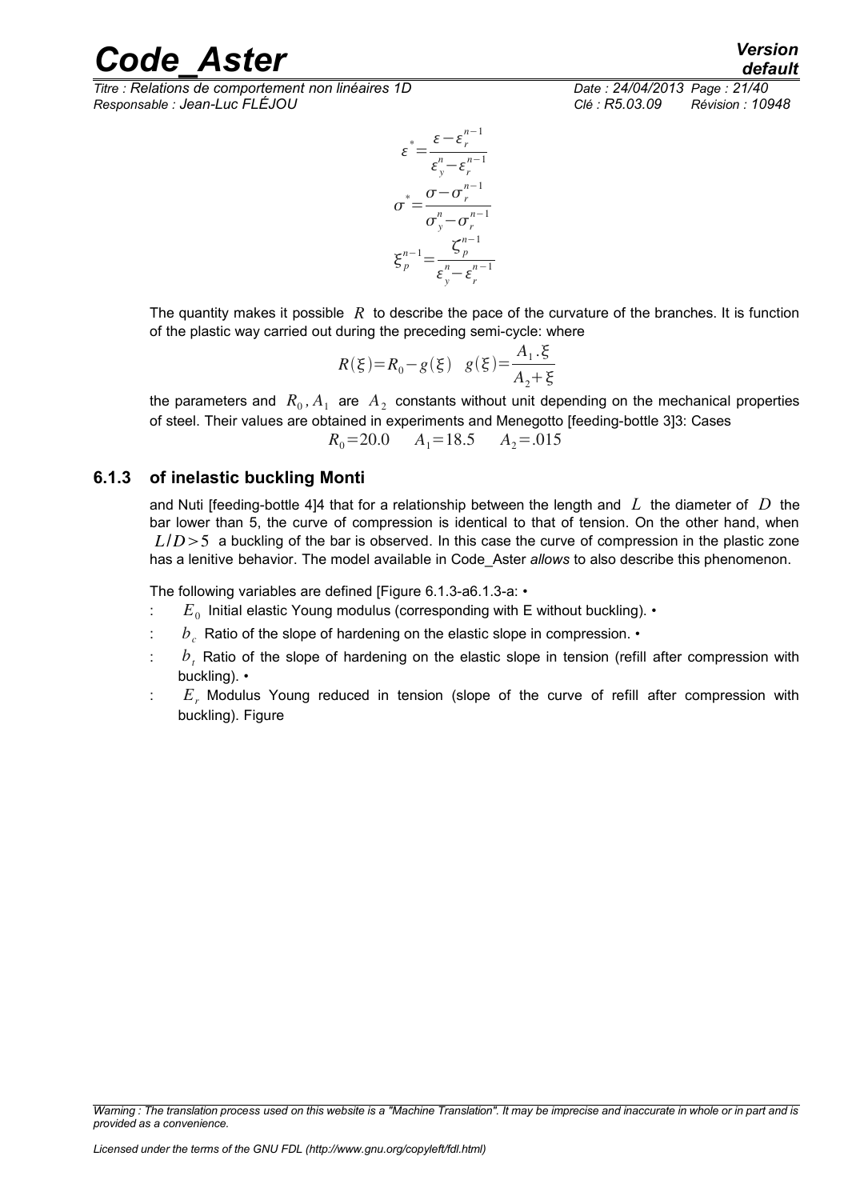$$\varepsilon^* = \frac{\varepsilon - \varepsilon_r^{n-1}}{\varepsilon_y^n - \varepsilon_r^{n-1}}$$

$$\sigma^* = \frac{\sigma - \sigma_r^{n-1}}{\sigma_y^n - \sigma_r^{n-1}}$$

$$\xi_p^{n-1} = \frac{\zeta_p^{n-1}}{\varepsilon_y^n - \varepsilon_r^{n-1}}$$

The quantity makes it possible $R$ to describe the pace of the curvature of the branches. It is function of the plastic way carried out during the preceding semi-cycle: where

$$R(\xi) = R_0 - g(\xi) \quad g(\xi) = \frac{A_1 . \xi}{A_2 + \xi}$$

the parameters and $R_0, A_1$ are $A_2$ constants without unit depending on the mechanical properties of steel. Their values are obtained in experiments and Menegotto [feeding-bottle 3]3: Cases

$$R_0 = 20.0 \qquad A_1 = 18.5 \qquad A_2 = .015$$

### 6.1.3 of inelastic buckling Monti

and Nuti [feeding-bottle 4]4 that for a relationship between the length and $L$ the diameter of $D$ the bar lower than 5, the curve of compression is identical to that of tension. On the other hand, when $L/D > 5$ a buckling of the bar is observed. In this case the curve of compression in the plastic zone has a lenitive behavior. The model available in Code_Aster *allows* to also describe this phenomenon.

The following variables are defined [Figure 6.1.3-a6.1.3-a: •

- : $E_0$ Initial elastic Young modulus (corresponding with E without buckling). •
- : $b_c$ Ratio of the slope of hardening on the elastic slope in compression. •
- : $b_t$ Ratio of the slope of hardening on the elastic slope in tension (refill after compression with buckling). •
- : $E_r$ Modulus Young reduced in tension (slope of the curve of refill after compression with buckling). Figure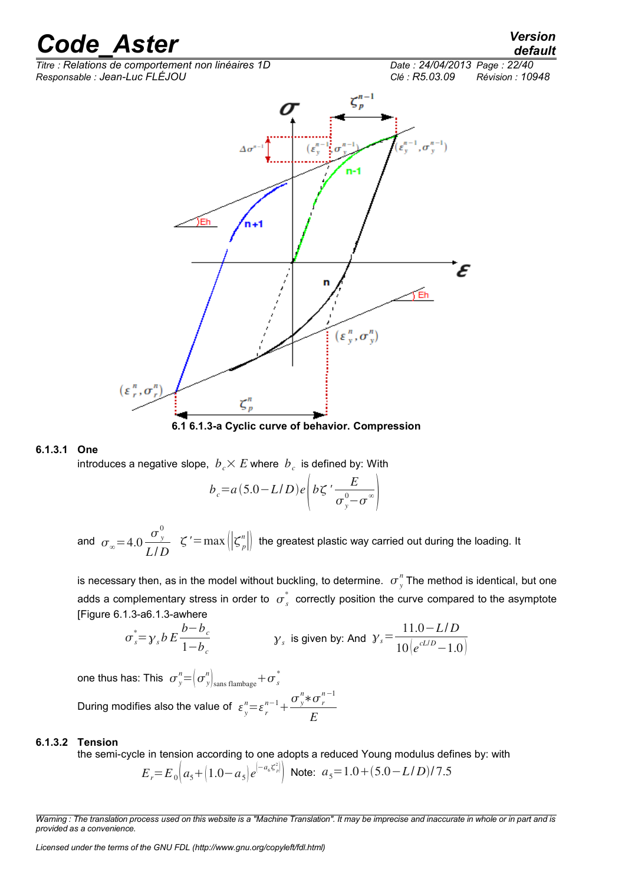6.1 6.1.3-a Cyclic curve of behavior. Compression

### 6.1.3.1 One

introduces a negative slope, $b_c \times E$ where $b_c$ is defined by: With

$$b_c = a(5.0 - L/D)\, e\left(b\zeta' \frac{E}{\sigma_y^0 - \sigma^{\infty}}\right)$$

and $\sigma_{\infty} = 4.0 \dfrac{\sigma_y^0}{L/D}$ $\quad \zeta' = \max\left(\left|\zeta_p^n\right|\right)$ the greatest plastic way carried out during the loading. It

is necessary then, as in the model without buckling, to determine. $\sigma_y^n$ The method is identical, but one adds a complementary stress in order to $\sigma_s^*$ correctly position the curve compared to the asymptote [Figure 6.1.3-a6.1.3-awhere

$$\sigma_s^* = \gamma_s b E \frac{b - b_c}{1 - b_c} \qquad \gamma_s \text{ is given by: And } \gamma_s = \frac{11.0 - L/D}{10\left(e^{cL/D} - 1.0\right)}$$

one thus has: This $\sigma_y^n = \left(\sigma_y^n\right)_{\text{sans flambage}} + \sigma_s^*$

During modifies also the value of $\varepsilon_y^n = \varepsilon_r^{n-1} + \dfrac{\sigma_y^n * \sigma_r^{n-1}}{E}$

### 6.1.3.2 Tension

the semi-cycle in tension according to one adopts a reduced Young modulus defines by: with

$$E_r = E_0\left(a_5 + (1.0 - a_5)\, e^{\left(-a_6 \zeta_p^2\right)}\right) \quad \text{Note: } a_5 = 1.0 + (5.0 - L/D)/7.5$$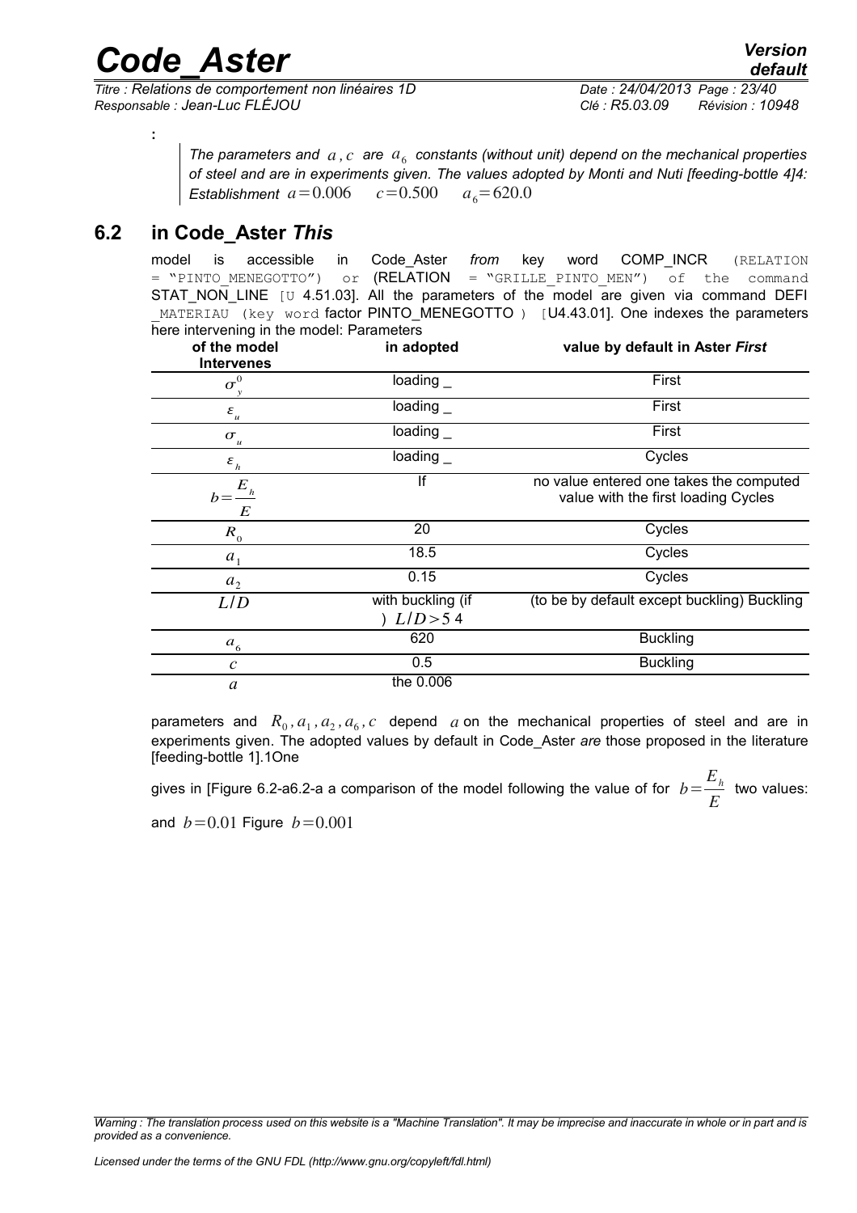:

> *The parameters and $a, c$ are $a_6$ constants (without unit) depend on the mechanical properties of steel and are in experiments given. The values adopted by Monti and Nuti [feeding-bottle 4]4: Establishment* $a = 0.006$ $c = 0.500$ $a_6 = 620.0$

## 6.2 in Code_Aster *This*

model is accessible in Code_Aster *from* key word COMP_INCR (RELATION = "PINTO_MENEGOTTO") or (RELATION = "GRILLE_PINTO_MEN") of the command STAT_NON_LINE [U 4.51.03]. All the parameters of the model are given via command DEFI _MATERIAU (key word factor PINTO_MENEGOTTO ) [U4.43.01]. One indexes the parameters here intervening in the model: Parameters

| of the model Intervenes | in adopted | value by default in Aster *First* |
|---|---|---|
| $\sigma_y^0$ | loading _ | First |
| $\varepsilon_u$ | loading _ | First |
| $\sigma_u$ | loading _ | First |
| $\varepsilon_h$ | loading _ | Cycles |
| $b = \frac{E_h}{E}$ | If | no value entered one takes the computed value with the first loading Cycles |
| $R_0$ | 20 | Cycles |
| $a_1$ | 18.5 | Cycles |
| $a_2$ | 0.15 | Cycles |
| $L/D$ | with buckling (if ) $L/D > 5$ 4 | (to be by default except buckling) Buckling |
| $a_6$ | 620 | Buckling |
| $c$ | 0.5 | Buckling |
| $a$ | the 0.006 | |

parameters and $R_0, a_1, a_2, a_6, c$ depend $a$ on the mechanical properties of steel and are in experiments given. The adopted values by default in Code_Aster *are* those proposed in the literature [feeding-bottle 1].1One

gives in [Figure 6.2-a6.2-a a comparison of the model following the value of for $b = \frac{E_h}{E}$ two values: and $b = 0.01$ Figure $b = 0.001$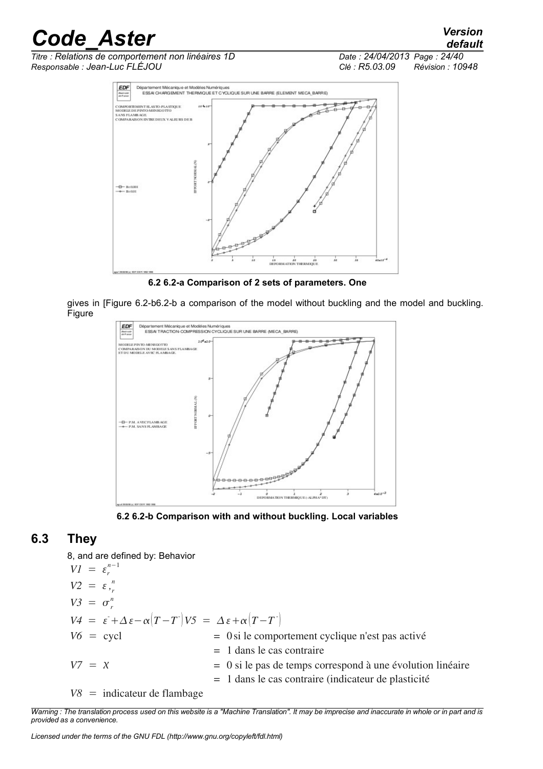6.2 6.2-a Comparison of 2 sets of parameters. One

gives in [Figure 6.2-b6.2-b a comparison of the model without buckling and the model and buckling. Figure

6.2 6.2-b Comparison with and without buckling. Local variables

## 6.3 They

8, and are defined by: Behavior

$V1 = \varepsilon_r^{n-1}$

$V2 = \varepsilon,_r^n$

$V3 = \sigma_r^n$

$V4 = \varepsilon^- + \Delta\varepsilon - \alpha\left(T - T^-\right) V5 = \Delta\varepsilon + \alpha\left(T - T^-\right)$

$V6 =$ cycl $= 0$ si le comportement cyclique n'est pas activé

$= 1$ dans le cas contraire

$V7 = \chi$ $= 0$ si le pas de temps correspond à une évolution linéaire

$= 1$ dans le cas contraire (indicateur de plasticité

$V8 =$ indicateur de flambage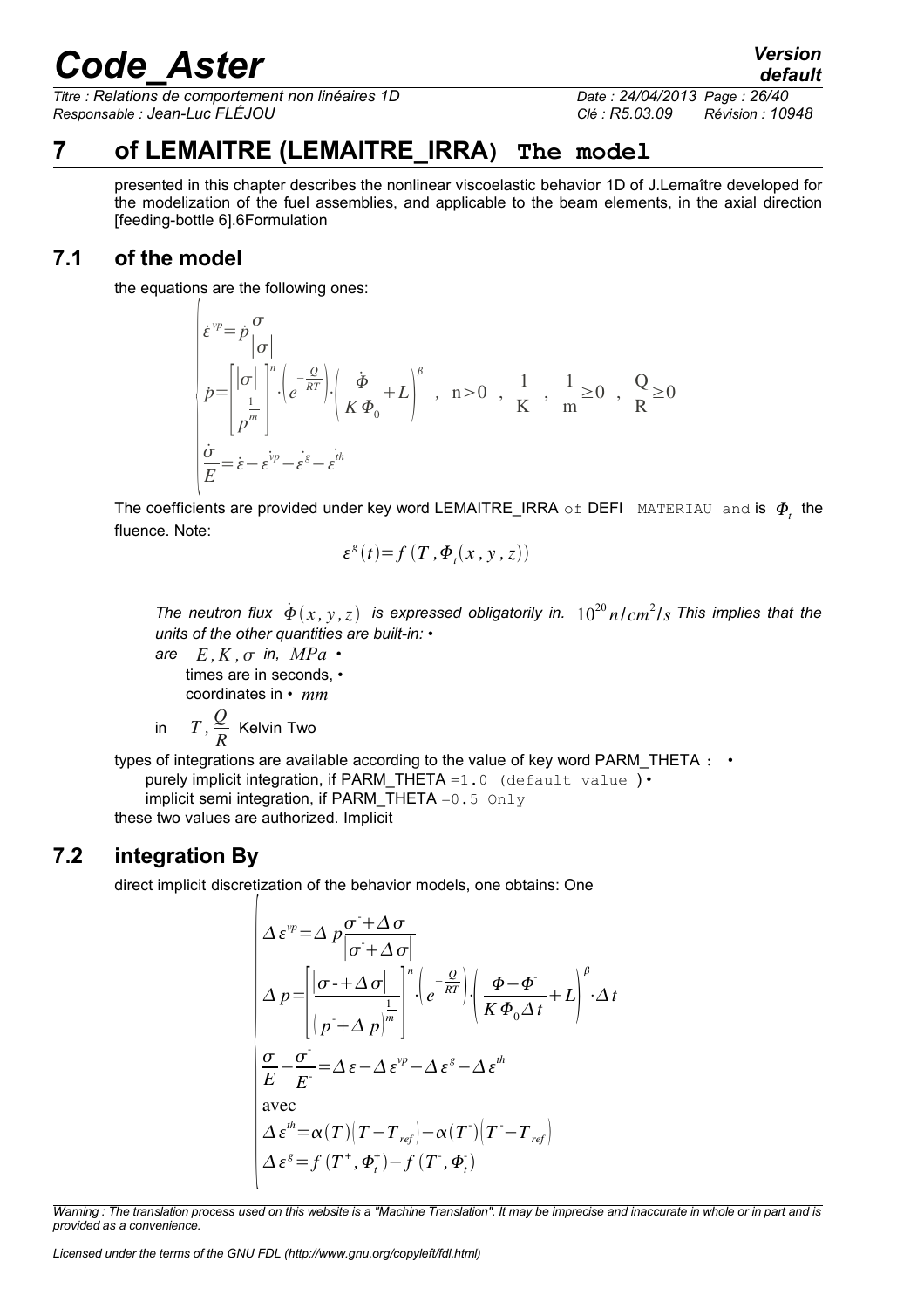# 7 of LEMAITRE (LEMAITRE_IRRA) The model

presented in this chapter describes the nonlinear viscoelastic behavior 1D of J.Lemaître developed for the modelization of the fuel assemblies, and applicable to the beam elements, in the axial direction [feeding-bottle 6].6Formulation

## 7.1 of the model

the equations are the following ones:

$$
\begin{cases}
\dot{\varepsilon}^{vp} = \dot{p} \dfrac{\sigma}{|\sigma|} \\
\dot{p} = \left[ \dfrac{|\sigma|}{p^{\frac{1}{m}}} \right]^n \cdot \left( e^{-\frac{Q}{RT}} \right) \cdot \left( \dfrac{\dot{\Phi}}{K \Phi_0} + L \right)^{\beta} \quad , \quad \mathrm{n} > 0 \quad , \quad \dfrac{1}{\mathrm{K}} \quad , \quad \dfrac{1}{\mathrm{m}} \geq 0 \quad , \quad \dfrac{\mathrm{Q}}{\mathrm{R}} \geq 0 \\
\dfrac{\dot{\sigma}}{E} = \dot{\varepsilon} - \dot{\varepsilon}^{vp} - \dot{\varepsilon}^{g} - \dot{\varepsilon}^{th}
\end{cases}
$$

The coefficients are provided under key word LEMAITRE_IRRA of DEFI _MATERIAU and is $\Phi_t$ the fluence. Note:

$$
\varepsilon^g(t) = f\left(T, \Phi_t(x, y, z)\right)
$$

*The neutron flux* $\dot{\Phi}(x, y, z)$ *is expressed obligatorily in.* $10^{20} n/cm^2/s$ *This implies that the units of the other quantities are built-in: •*
*are* $E, K, \sigma$ *in,* $MPa$ •
times are in seconds, •
coordinates in • $mm$
in $T, \dfrac{Q}{R}$ Kelvin Two

types of integrations are available according to the value of key word PARM_THETA : •
purely implicit integration, if PARM_THETA =1.0 (default value ) •
implicit semi integration, if PARM_THETA =0.5 Only
these two values are authorized. Implicit

## 7.2 integration By

direct implicit discretization of the behavior models, one obtains: One

$$
\begin{cases}
\Delta \varepsilon^{vp} = \Delta p \dfrac{\sigma^- + \Delta \sigma}{|\sigma^- + \Delta \sigma|} \\
\Delta p = \left[ \dfrac{|\sigma^- + \Delta \sigma|}{\left(p^- + \Delta p\right)^{\frac{1}{m}}} \right]^n \cdot \left( e^{-\frac{Q}{RT}} \right) \cdot \left( \dfrac{\Phi - \Phi^-}{K \Phi_0 \Delta t} + L \right)^{\beta} \cdot \Delta t \\
\dfrac{\sigma}{E} - \dfrac{\sigma^-}{E^-} = \Delta \varepsilon - \Delta \varepsilon^{vp} - \Delta \varepsilon^{g} - \Delta \varepsilon^{th} \\
\text{avec} \\
\Delta \varepsilon^{th} = \alpha(T)\left(T - T_{ref}\right) - \alpha(T^-)\left(T^- - T_{ref}\right) \\
\Delta \varepsilon^{g} = f\left(T^+, \Phi_t^+\right) - f\left(T^-, \Phi_t^-\right)
\end{cases}
$$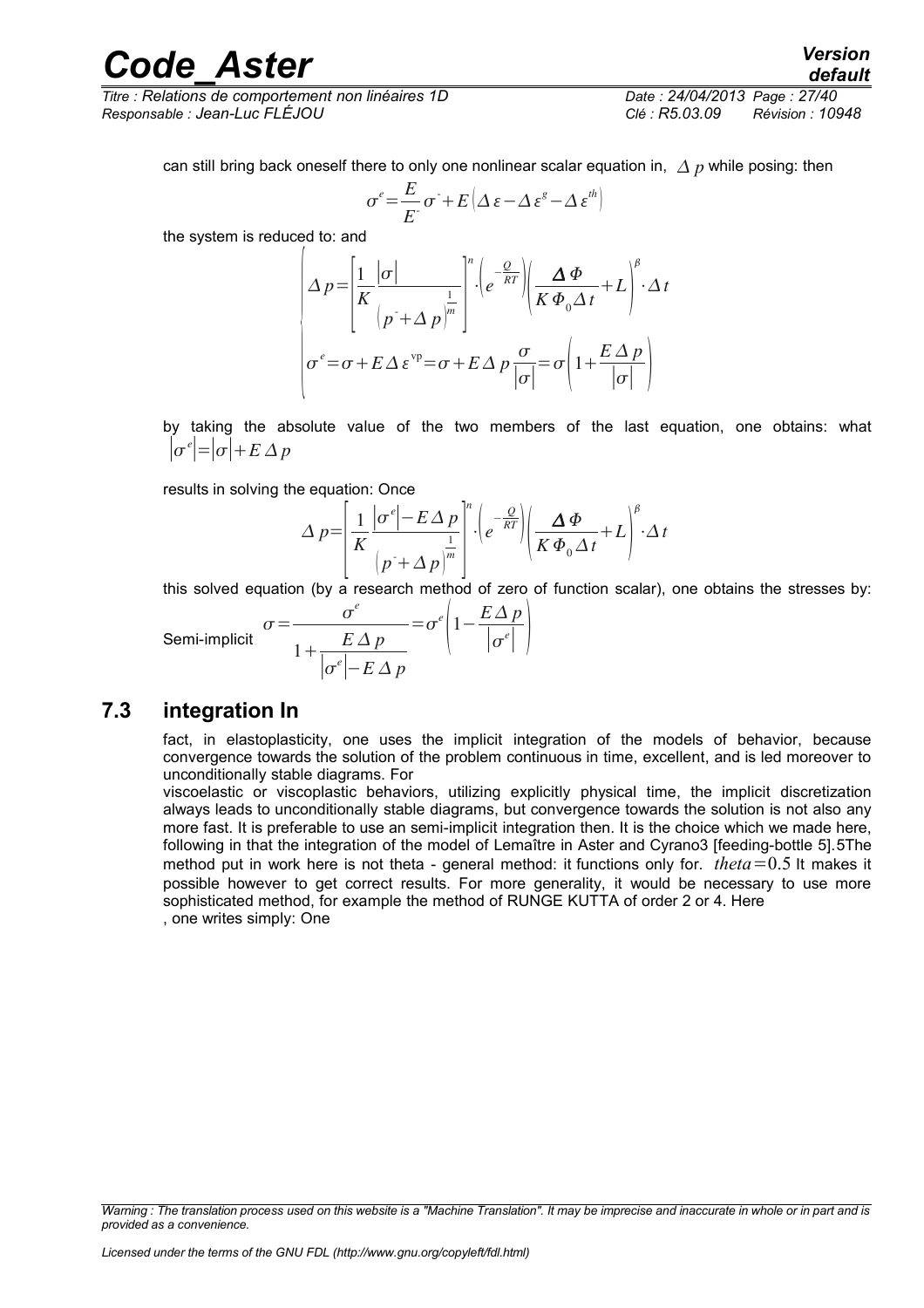can still bring back oneself there to only one nonlinear scalar equation in, $\Delta p$ while posing: then

$$\sigma^e = \frac{E}{E^-}\sigma^- + E\left(\Delta\varepsilon - \Delta\varepsilon^g - \Delta\varepsilon^{th}\right)$$

the system is reduced to: and

$$\begin{cases} \Delta p = \left[\dfrac{1}{K}\dfrac{|\sigma|}{\left(p^- + \Delta p\right)^{\frac{1}{m}}}\right]^n \cdot \left(e^{-\frac{Q}{RT}}\right)\left(\dfrac{\Delta\Phi}{K\Phi_0\Delta t} + L\right)^\beta \cdot \Delta t \\ \sigma^e = \sigma + E\Delta\varepsilon^{vp} = \sigma + E\Delta p\dfrac{\sigma}{|\sigma|} = \sigma\left(1 + \dfrac{E\Delta p}{|\sigma|}\right) \end{cases}$$

by taking the absolute value of the two members of the last equation, one obtains: what $\left|\sigma^e\right| = |\sigma| + E\Delta p$

results in solving the equation: Once

$$\Delta p = \left[\frac{1}{K}\frac{\left|\sigma^e\right| - E\Delta p}{\left(p^- + \Delta p\right)^{\frac{1}{m}}}\right]^n \cdot \left(e^{-\frac{Q}{RT}}\right)\left(\frac{\Delta\Phi}{K\Phi_0\Delta t} + L\right)^\beta \cdot \Delta t$$

this solved equation (by a research method of zero of function scalar), one obtains the stresses by:

Semi-implicit $$\sigma = \frac{\sigma^e}{1 + \dfrac{E\Delta p}{\left|\sigma^e\right| - E\Delta p}} = \sigma^e\left(1 - \frac{E\Delta p}{\left|\sigma^e\right|}\right)$$

## 7.3 integration In

fact, in elastoplasticity, one uses the implicit integration of the models of behavior, because convergence towards the solution of the problem continuous in time, excellent, and is led moreover to unconditionally stable diagrams. For

viscoelastic or viscoplastic behaviors, utilizing explicitly physical time, the implicit discretization always leads to unconditionally stable diagrams, but convergence towards the solution is not also any more fast. It is preferable to use an semi-implicit integration then. It is the choice which we made here, following in that the integration of the model of Lemaître in Aster and Cyrano3 [feeding-bottle 5].5The method put in work here is not theta - general method: it functions only for. $theta = 0.5$ It makes it possible however to get correct results. For more generality, it would be necessary to use more sophisticated method, for example the method of RUNGE KUTTA of order 2 or 4. Here

, one writes simply: One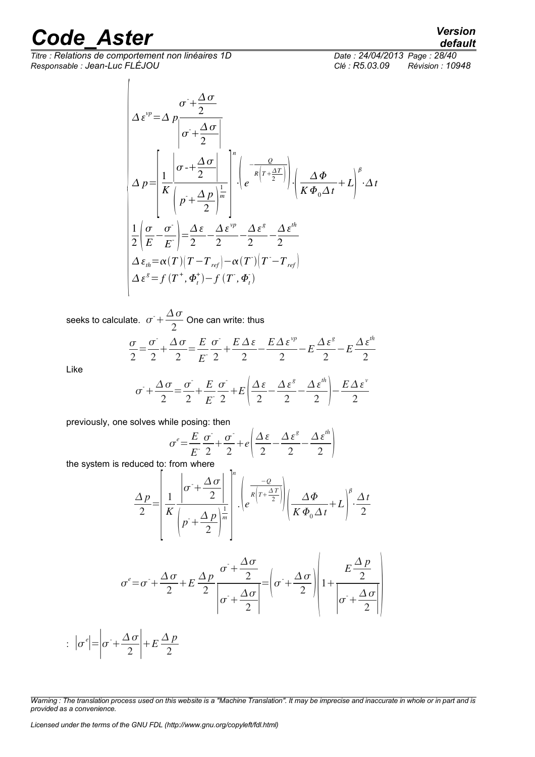$$
\begin{cases}
\Delta \varepsilon^{vp} = \Delta p \dfrac{\sigma^{-} + \dfrac{\Delta \sigma}{2}}{\left| \sigma^{-} + \dfrac{\Delta \sigma}{2} \right|} \\
\Delta p = \left[ \dfrac{1}{K} \dfrac{\left| \sigma - + \dfrac{\Delta \sigma}{2} \right|}{\left( p^{-} + \dfrac{\Delta p}{2} \right)^{\frac{1}{m}}} \right]^{n} \cdot \left( e^{-\frac{Q}{R\left(T + \frac{\Delta T}{2}\right)}} \right) \cdot \left( \dfrac{\Delta \Phi}{K \Phi_0 \Delta t} + L \right)^{\beta} \cdot \Delta t \\
\dfrac{1}{2} \left( \dfrac{\sigma}{E} - \dfrac{\sigma^{-}}{E^{-}} \right) = \dfrac{\Delta \varepsilon}{2} - \dfrac{\Delta \varepsilon^{vp}}{2} - \dfrac{\Delta \varepsilon^{g}}{2} - \dfrac{\Delta \varepsilon^{th}}{2} \\
\Delta \varepsilon_{th} = \alpha(T)\left(T - T_{ref}\right) - \alpha(T^{-})\left(T^{-} - T_{ref}\right) \\
\Delta \varepsilon^{g} = f(T^{+}, \Phi_t^{+}) - f(T^{-}, \Phi_t^{-})
\end{cases}
$$

seeks to calculate. $\sigma^{-} + \dfrac{\Delta \sigma}{2}$ One can write: thus

$$
\frac{\sigma}{2} = \frac{\sigma^{-}}{2} + \frac{\Delta \sigma}{2} = \frac{E}{E^{-}} \frac{\sigma^{-}}{2} + \frac{E \Delta \varepsilon}{2} - \frac{E \Delta \varepsilon^{vp}}{2} - E \frac{\Delta \varepsilon^{g}}{2} - E \frac{\Delta \varepsilon^{th}}{2}
$$

Like

$$
\sigma^{-} + \frac{\Delta \sigma}{2} = \frac{\sigma^{-}}{2} + \frac{E}{E^{-}} \frac{\sigma^{-}}{2} + E \left( \frac{\Delta \varepsilon}{2} - \frac{\Delta \varepsilon^{g}}{2} - \frac{\Delta \varepsilon^{th}}{2} \right) - \frac{E \Delta \varepsilon^{v}}{2}
$$

previously, one solves while posing: then

$$
\sigma^{e} = \frac{E}{E^{-}} \frac{\sigma^{-}}{2} + \frac{\sigma^{-}}{2} + e \left( \frac{\Delta \varepsilon}{2} - \frac{\Delta \varepsilon^{g}}{2} - \frac{\Delta \varepsilon^{th}}{2} \right)
$$

the system is reduced to: from where

$$
\frac{\Delta p}{2} = \left[ \frac{1}{K} \frac{\left| \sigma^{-} + \dfrac{\Delta \sigma}{2} \right|}{\left( p^{-} + \dfrac{\Delta p}{2} \right)^{\frac{1}{m}}} \right]^{n} \cdot \left( e^{\frac{-Q}{R\left(T + \frac{\Delta T}{2}\right)}} \right) \left( \frac{\Delta \Phi}{K \Phi_0 \Delta t} + L \right)^{\beta} \cdot \frac{\Delta t}{2}
$$

$$
\sigma^{e} = \sigma^{-} + \frac{\Delta \sigma}{2} + E \frac{\Delta p}{2} \frac{\sigma^{-} + \dfrac{\Delta \sigma}{2}}{\left| \sigma^{-} + \dfrac{\Delta \sigma}{2} \right|} = \left( \sigma^{-} + \frac{\Delta \sigma}{2} \right) \left( 1 + \frac{E \dfrac{\Delta p}{2}}{\left| \sigma^{-} + \dfrac{\Delta \sigma}{2} \right|} \right)
$$

: $\left| \sigma^{e} \right| = \left| \sigma^{-} + \dfrac{\Delta \sigma}{2} \right| + E \dfrac{\Delta p}{2}$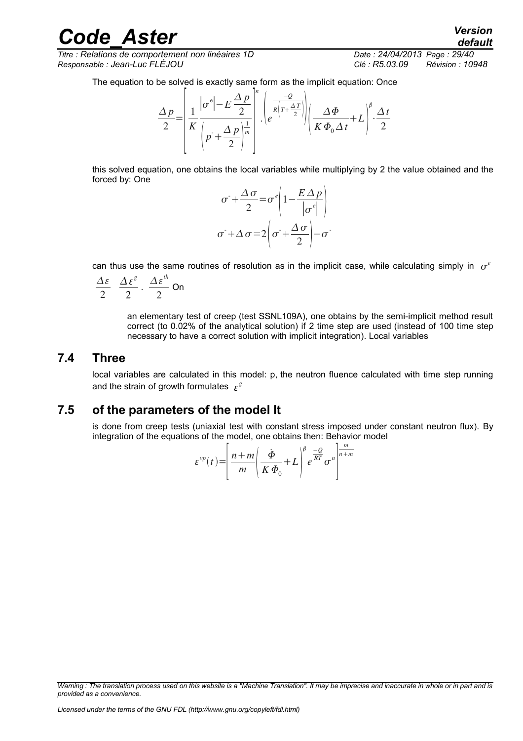The equation to be solved is exactly same form as the implicit equation: Once

$$\frac{\Delta p}{2}=\left[\frac{1}{K}\frac{\left|\sigma^{e}\right|-E\dfrac{\Delta p}{2}}{\left(p^{-}+\dfrac{\Delta p}{2}\right)^{\frac{1}{m}}}\right]^{n}.\left(e^{\frac{-Q}{R\left(T+\frac{\Delta T}{2}\right)}}\right)\left(\frac{\Delta \Phi}{K\Phi_{0}\Delta t}+L\right)^{\beta}\cdot\frac{\Delta t}{2}$$

this solved equation, one obtains the local variables while multiplying by 2 the value obtained and the forced by: One

$$\sigma^{-}+\frac{\Delta\sigma}{2}=\sigma^{e}\left(1-\frac{E\Delta p}{\left|\sigma^{e}\right|}\right)$$

$$\sigma^{-}+\Delta\sigma=2\left(\sigma^{-}+\frac{\Delta\sigma}{2}\right)-\sigma^{-}$$

can thus use the same routines of resolution as in the implicit case, while calculating simply in $\sigma^{e}$ $\frac{\Delta\varepsilon}{2}$ $\frac{\Delta\varepsilon^{g}}{2}$. $\frac{\Delta\varepsilon^{th}}{2}$ On

an elementary test of creep (test SSNL109A), one obtains by the semi-implicit method result correct (to 0.02% of the analytical solution) if 2 time step are used (instead of 100 time step necessary to have a correct solution with implicit integration). Local variables

## 7.4 Three

local variables are calculated in this model: p, the neutron fluence calculated with time step running and the strain of growth formulates $\varepsilon^{g}$

## 7.5 of the parameters of the model It

is done from creep tests (uniaxial test with constant stress imposed under constant neutron flux). By integration of the equations of the model, one obtains then: Behavior model

$$\varepsilon^{vp}(t)=\left[\frac{n+m}{m}\left(\frac{\dot{\Phi}}{K\Phi_{0}}+L\right)^{\beta}e^{\frac{-Q}{RT}}\sigma^{n}\right]^{\frac{m}{n+m}}$$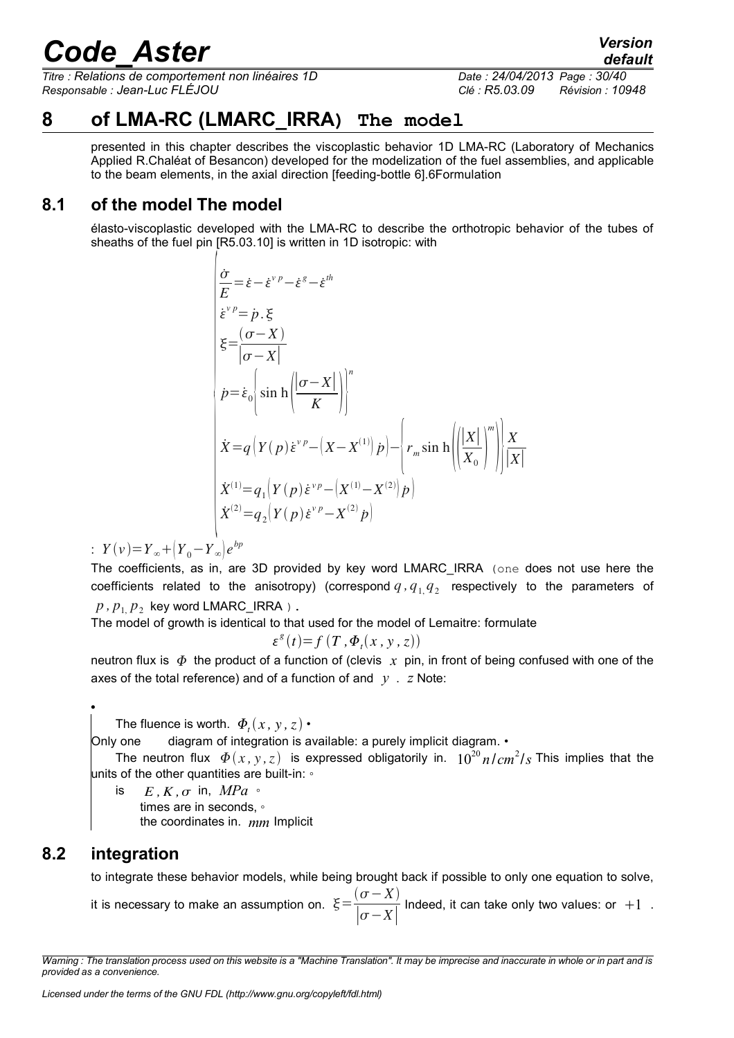## 8 of LMA-RC (LMARC_IRRA) The model

presented in this chapter describes the viscoplastic behavior 1D LMA-RC (Laboratory of Mechanics Applied R.Chaléat of Besancon) developed for the modelization of the fuel assemblies, and applicable to the beam elements, in the axial direction [feeding-bottle 6].6Formulation

### 8.1 of the model The model

élasto-viscoplastic developed with the LMA-RC to describe the orthotropic behavior of the tubes of sheaths of the fuel pin [R5.03.10] is written in 1D isotropic: with

$$
\begin{cases}
\dfrac{\dot{\sigma}}{E}=\dot{\varepsilon}-\dot{\varepsilon}^{vp}-\dot{\varepsilon}^{g}-\dot{\varepsilon}^{th} \\
\dot{\varepsilon}^{vp}=\dot{p}.\xi \\
\xi=\dfrac{(\sigma-X)}{|\sigma-X|} \\
\dot{p}=\dot{\varepsilon}_0\left(\sin\mathrm{h}\left(\dfrac{|\sigma-X|}{K}\right)\right)^n \\
\dot{X}=q\left(Y(p)\dot{\varepsilon}^{vp}-\left(X-X^{(1)}\right)\dot{p}\right)-\left(r_m\sin\mathrm{h}\left(\left(\dfrac{|X|}{X_0}\right)^m\right)\right)\dfrac{X}{|X|} \\
\dot{X}^{(1)}=q_1\left(Y(p)\dot{\varepsilon}^{vp}-\left(X^{(1)}-X^{(2)}\right)\dot{p}\right) \\
\dot{X}^{(2)}=q_2\left(Y(p)\dot{\varepsilon}^{vp}-X^{(2)}\dot{p}\right)
\end{cases}
$$

: $Y(v)=Y_\infty+\left(Y_0-Y_\infty\right)e^{bp}$

The coefficients, as in, are 3D provided by key word LMARC_IRRA (one does not use here the coefficients related to the anisotropy) (correspond $q, q_1, q_2$ respectively to the parameters of $p, p_1, p_2$ key word LMARC_IRRA ).

The model of growth is identical to that used for the model of Lemaitre: formulate

$$\varepsilon^g(t)=f\left(T, \Phi_t(x,y,z)\right)$$

neutron flux is $\Phi$ the product of a function of (clevis $x$ pin, in front of being confused with one of the axes of the total reference) and of a function of and $y$ . $z$ Note:

- The fluence is worth. $\Phi_t(x,y,z)$
- Only one diagram of integration is available: a purely implicit diagram.
- The neutron flux $\Phi(x,y,z)$ is expressed obligatorily in. $10^{20}\,n/cm^2/s$ This implies that the units of the other quantities are built-in:
  - is $E, K, \sigma$ in, $MPa$
  - times are in seconds,
  - the coordinates in. $mm$ Implicit

### 8.2 integration

to integrate these behavior models, while being brought back if possible to only one equation to solve, it is necessary to make an assumption on. $\xi=\dfrac{(\sigma-X)}{|\sigma-X|}$ Indeed, it can take only two values: or $+1$ .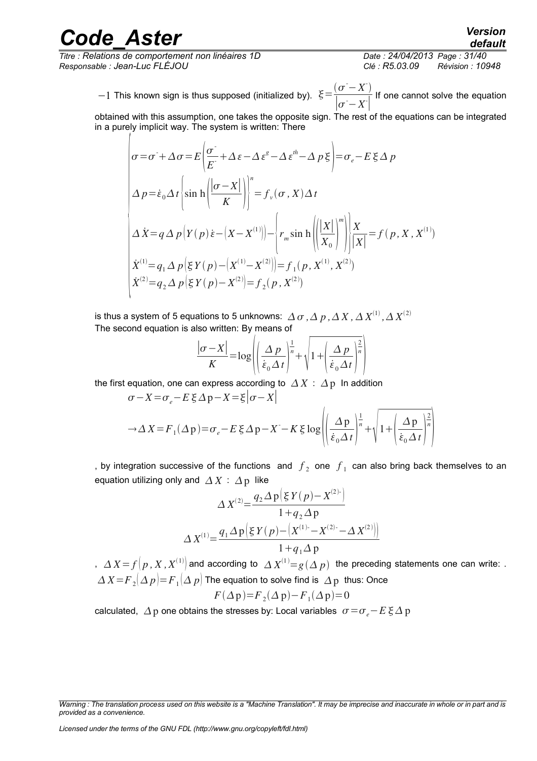$-1$ This known sign is thus supposed (initialized by). $\xi=\frac{(\sigma^- - X^-)}{|\sigma^- - X^-|}$ If one cannot solve the equation obtained with this assumption, one takes the opposite sign. The rest of the equations can be integrated in a purely implicit way. The system is written: There

$$
\begin{cases}
\sigma=\sigma^- + \Delta\sigma = E\left(\frac{\sigma^-}{E^-}+\Delta\varepsilon-\Delta\varepsilon^g-\Delta\varepsilon^{th}-\Delta p\,\xi\right)=\sigma_e - E\,\xi\,\Delta p \\
\Delta p=\dot{\varepsilon}_0\Delta t\left\{\sin\mathrm{h}\left(\frac{|\sigma-X|}{K}\right)\right\}^n = f_v(\sigma, X)\Delta t \\
\Delta\dot{X}=q\,\Delta p\left(Y(p)\,\dot{\varepsilon}-\left(X-X^{(1)}\right)\right)-\left\{r_m \sin\mathrm{h}\left(\left(\frac{|X|}{X_0}\right)^m\right)\right\}\frac{X}{|X|}=f(p, X, X^{(1)}) \\
\dot{X}^{(1)}=q_1\,\Delta p\left(\xi\,Y(p)-\left(X^{(1)}-X^{(2)}\right)\right)=f_1(p, X^{(1)}, X^{(2)}) \\
\dot{X}^{(2)}=q_2\,\Delta p\left(\xi\,Y(p)-X^{(2)}\right)=f_2(p, X^{(2)})
\end{cases}
$$

is thus a system of 5 equations to 5 unknowns: $\Delta\sigma, \Delta p, \Delta X, \Delta X^{(1)}, \Delta X^{(2)}$
The second equation is also written: By means of

$$
\frac{|\sigma-X|}{K}=\log\left(\left(\frac{\Delta p}{\dot{\varepsilon}_0\Delta t}\right)^{\frac{1}{n}}+\sqrt{1+\left(\frac{\Delta p}{\dot{\varepsilon}_0\Delta t}\right)^{\frac{2}{n}}}\right)
$$

the first equation, one can express according to $\Delta X$ : $\Delta\mathrm{p}$ In addition

$$
\sigma - X=\sigma_e - E\,\xi\,\Delta\mathrm{p}-X=\xi|\sigma-X|
$$

$$
\rightarrow \Delta X=F_1(\Delta\mathrm{p})=\sigma_e-E\,\xi\,\Delta\mathrm{p}-X^- - K\,\xi\log\left(\left(\frac{\Delta\mathrm{p}}{\dot{\varepsilon}_0\Delta t}\right)^{\frac{1}{n}}+\sqrt{1+\left(\frac{\Delta\mathrm{p}}{\dot{\varepsilon}_0\Delta t}\right)^{\frac{2}{n}}}\right)
$$

, by integration successive of the functions and $f_2$ one $f_1$ can also bring back themselves to an equation utilizing only and $\Delta X$ : $\Delta\mathrm{p}$ like

$$
\Delta X^{(2)}=\frac{q_2\,\Delta\mathrm{p}\left(\xi\,Y(p)-X^{(2)-}\right)}{1+q_2\,\Delta\mathrm{p}}
$$

$$
\Delta X^{(1)}=\frac{q_1\,\Delta\mathrm{p}\left(\xi\,Y(p)-\left(X^{(1)-}-X^{(2)-}-\Delta X^{(2)}\right)\right)}{1+q_1\,\Delta\mathrm{p}}
$$

, $\Delta X=f\left(p, X, X^{(1)}\right)$ and according to $\Delta X^{(1)}=g(\Delta p)$ the preceding statements one can write: . $\Delta X=F_2(\Delta p)=F_1(\Delta p)$ The equation to solve find is $\Delta\mathrm{p}$ thus: Once

$$
F(\Delta\mathrm{p})=F_2(\Delta\mathrm{p})-F_1(\Delta\mathrm{p})=0
$$

calculated, $\Delta\mathrm{p}$ one obtains the stresses by: Local variables $\sigma=\sigma_e - E\,\xi\,\Delta\mathrm{p}$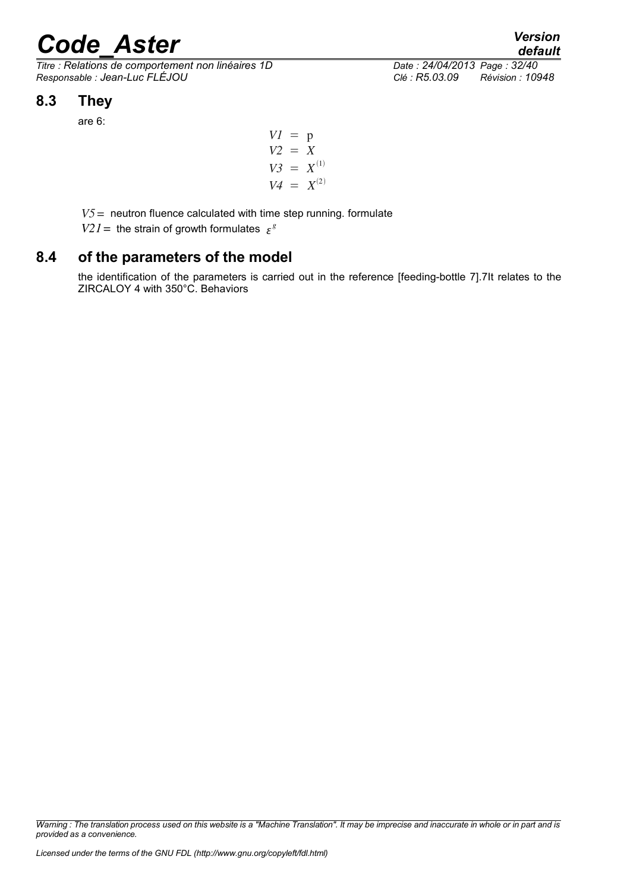## 8.3 They

are 6:

$$
\begin{aligned}
V1 &= \mathrm{p} \\
V2 &= X \\
V3 &= X^{(1)} \\
V4 &= X^{(2)}
\end{aligned}
$$

$V5 =$ neutron fluence calculated with time step running. formulate

$V21 =$ the strain of growth formulates $\varepsilon^{g}$

## 8.4 of the parameters of the model

the identification of the parameters is carried out in the reference [feeding-bottle 7].7It relates to the ZIRCALOY 4 with 350°C. Behaviors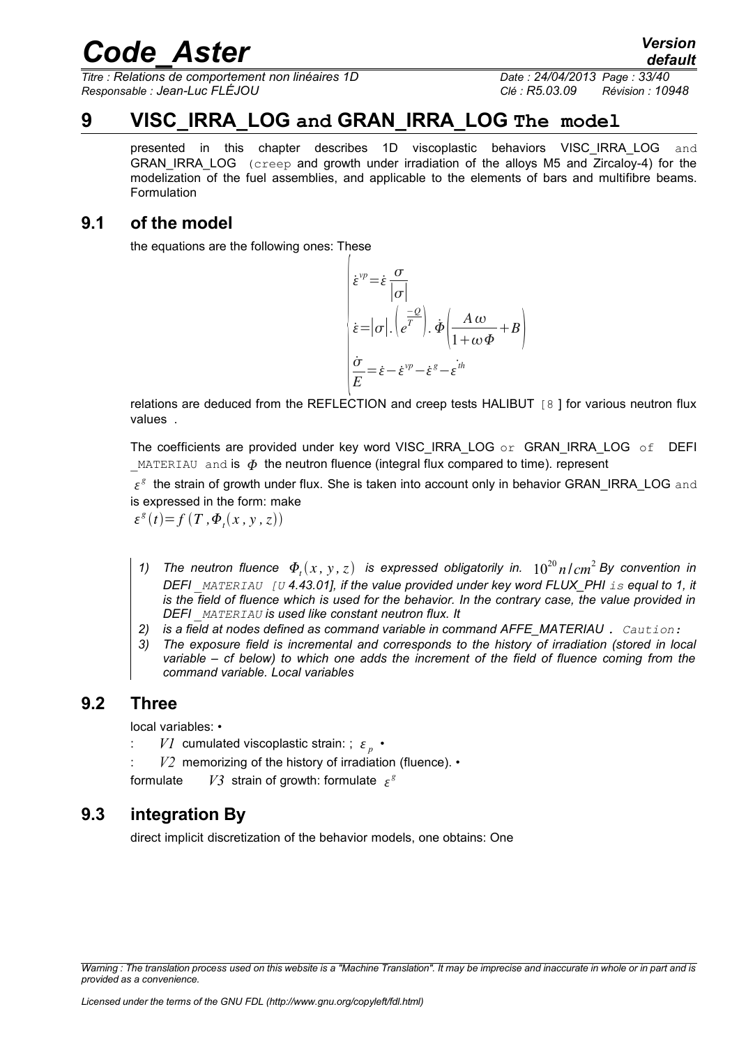# 9 VISC_IRRA_LOG and GRAN_IRRA_LOG The model

presented in this chapter describes 1D viscoplastic behaviors VISC_IRRA_LOG and GRAN_IRRA_LOG (creep and growth under irradiation of the alloys M5 and Zircaloy-4) for the modelization of the fuel assemblies, and applicable to the elements of bars and multifibre beams. Formulation

## 9.1 of the model

the equations are the following ones: These

$$
\begin{cases}
\dot{\varepsilon}^{vp} = \dot{\varepsilon}\,\dfrac{\sigma}{|\sigma|} \\
\dot{\varepsilon} = |\sigma| . \left(e^{\frac{-Q}{T}}\right) . \dot{\Phi}\left(\dfrac{A\,\omega}{1+\omega\Phi} + B\right) \\
\dfrac{\dot{\sigma}}{E} = \dot{\varepsilon} - \dot{\varepsilon}^{vp} - \dot{\varepsilon}^{g} - \dot{\varepsilon}^{th}
\end{cases}
$$

relations are deduced from the REFLECTION and creep tests HALIBUT [8 ] for various neutron flux values .

The coefficients are provided under key word VISC_IRRA_LOG or GRAN_IRRA_LOG of DEFI _MATERIAU and is $\Phi$ the neutron fluence (integral flux compared to time). represent

$\varepsilon^{g}$ the strain of growth under flux. She is taken into account only in behavior GRAN_IRRA_LOG and is expressed in the form: make

$\varepsilon^{g}(t) = f(T, \Phi_t(x, y, z))$

1) *The neutron fluence $\Phi_t(x, y, z)$ is expressed obligatorily in. $10^{20}\,n/cm^2$ By convention in DEFI _MATERIAU [U 4.43.01], if the value provided under key word FLUX_PHI is equal to 1, it is the field of fluence which is used for the behavior. In the contrary case, the value provided in DEFI _MATERIAU is used like constant neutron flux. It*
2) *is a field at nodes defined as command variable in command AFFE_MATERIAU . Caution:*
3) *The exposure field is incremental and corresponds to the history of irradiation (stored in local variable – cf below) to which one adds the increment of the field of fluence coming from the command variable. Local variables*

## 9.2 Three

local variables: •

: $V1$ cumulated viscoplastic strain: ; $\varepsilon_p$ •

: $V2$ memorizing of the history of irradiation (fluence). •

formulate $V3$ strain of growth: formulate $\varepsilon^{g}$

## 9.3 integration By

direct implicit discretization of the behavior models, one obtains: One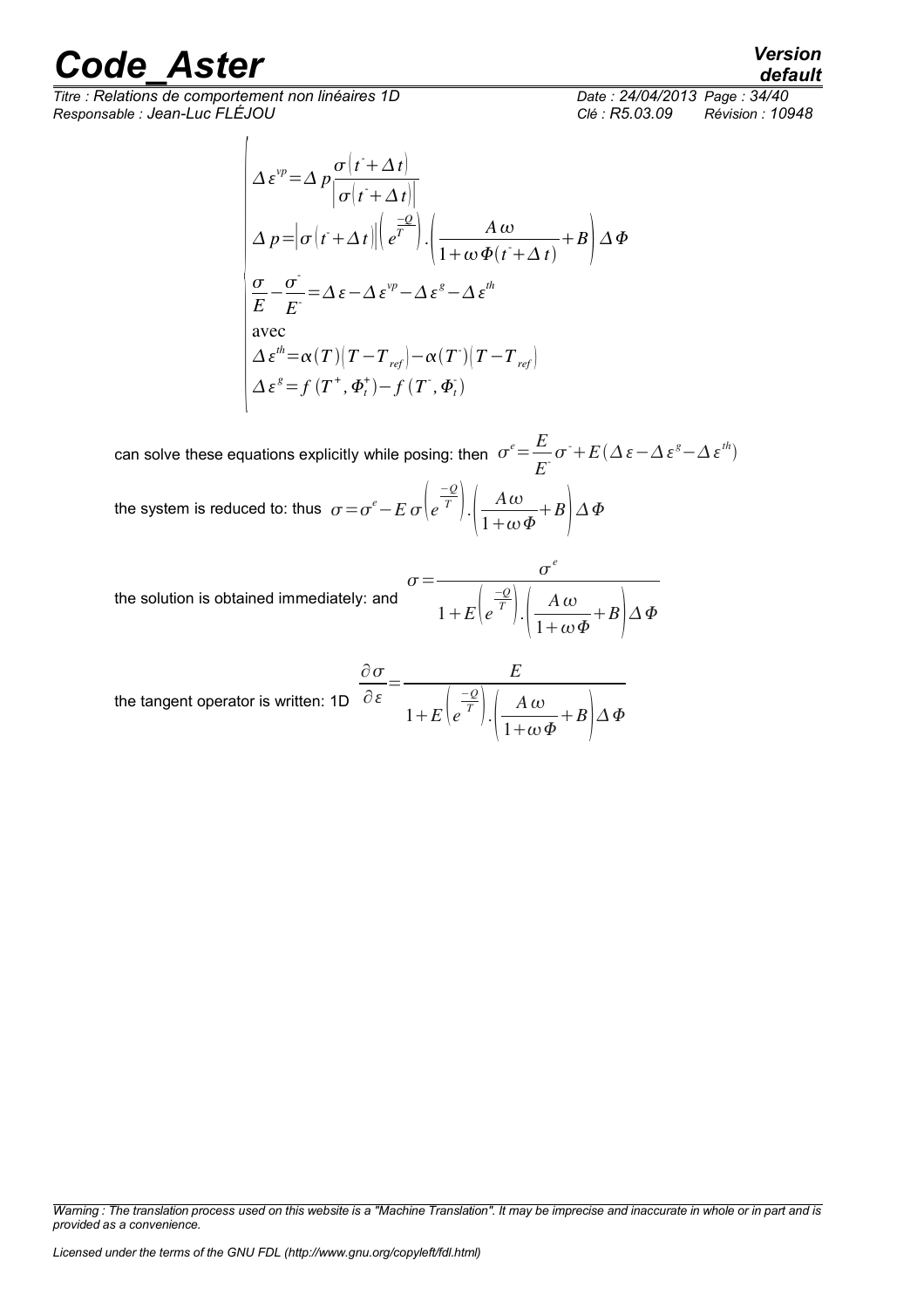$$
\begin{cases}
\Delta \varepsilon^{vp} = \Delta p \dfrac{\sigma(t^- + \Delta t)}{|\sigma(t^- + \Delta t)|} \\
\Delta p = |\sigma(t^- + \Delta t)| \left( e^{\frac{-Q}{T}} \right) . \left( \dfrac{A\,\omega}{1+\omega\,\Phi(t^- + \Delta t)} + B \right) \Delta \Phi \\
\dfrac{\sigma}{E} - \dfrac{\sigma^-}{E^-} = \Delta \varepsilon - \Delta \varepsilon^{vp} - \Delta \varepsilon^{g} - \Delta \varepsilon^{th} \\
\text{avec} \\
\Delta \varepsilon^{th} = \alpha(T)(T - T_{ref}) - \alpha(T^-)(T - T_{ref}) \\
\Delta \varepsilon^{g} = f(T^+, \Phi_t^+) - f(T^-, \Phi_t^-)
\end{cases}
$$

can solve these equations explicitly while posing: then $\sigma^e = \dfrac{E}{E^-}\sigma^- + E(\Delta \varepsilon - \Delta \varepsilon^g - \Delta \varepsilon^{th})$

the system is reduced to: thus $\sigma = \sigma^e - E\,\sigma \left( e^{\frac{-Q}{T}} \right) . \left( \dfrac{A\,\omega}{1+\omega\,\Phi} + B \right) \Delta \Phi$

the solution is obtained immediately: and

$$
\sigma = \frac{\sigma^e}{1 + E\left( e^{\frac{-Q}{T}} \right) . \left( \dfrac{A\,\omega}{1+\omega\,\Phi} + B \right) \Delta \Phi}
$$

the tangent operator is written: 1D

$$
\frac{\partial \sigma}{\partial \varepsilon} = \frac{E}{1 + E\left( e^{\frac{-Q}{T}} \right) . \left( \dfrac{A\,\omega}{1+\omega\,\Phi} + B \right) \Delta \Phi}
$$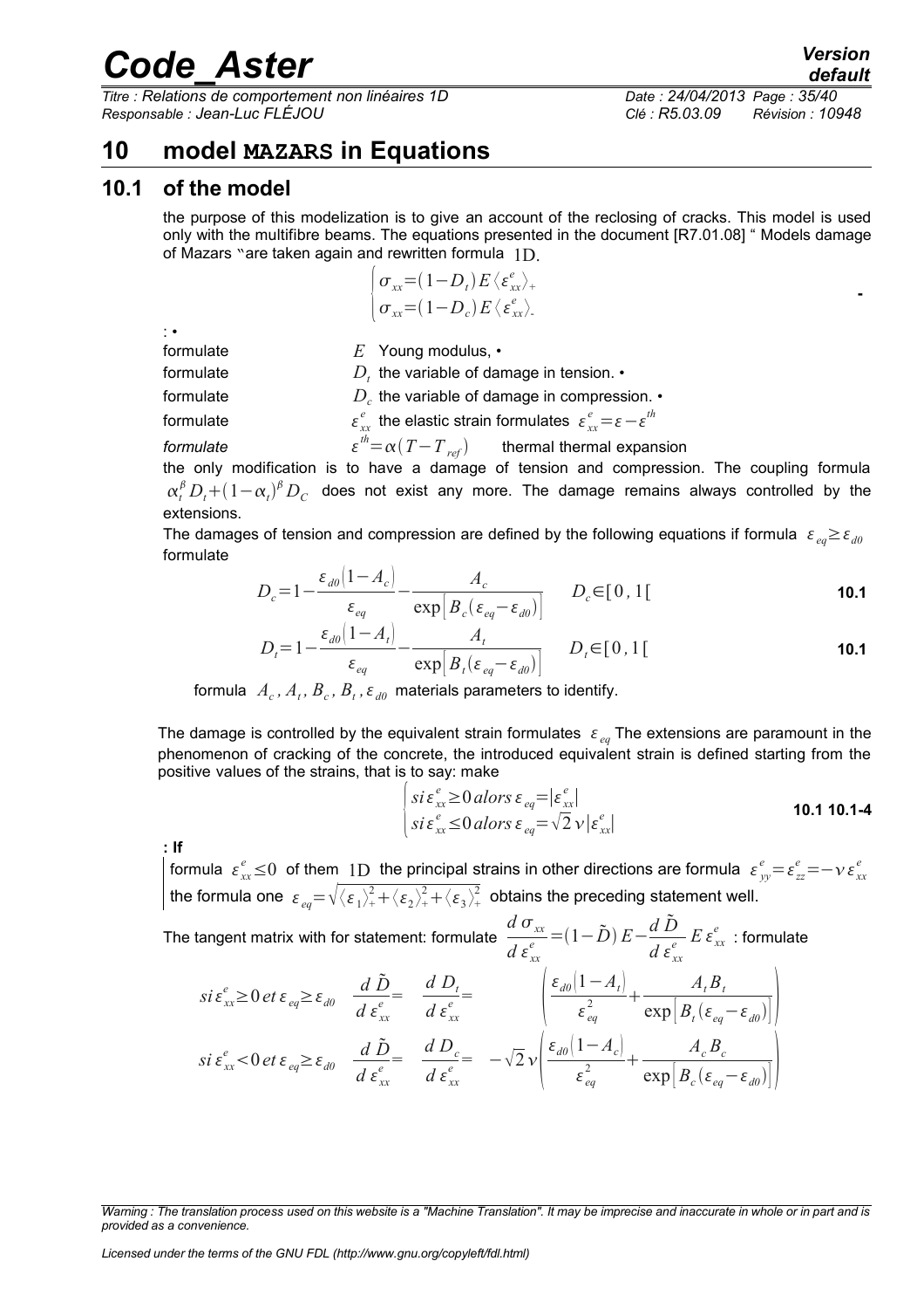# 10 model MAZARS in Equations

## 10.1 of the model

the purpose of this modelization is to give an account of the reclosing of cracks. This model is used only with the multifibre beams. The equations presented in the document [R7.01.08] " Models damage of Mazars "are taken again and rewritten formula 1D.

$$\begin{cases} \sigma_{xx}=(1-D_t)E\langle\varepsilon_{xx}^e\rangle_+ \\ \sigma_{xx}=(1-D_c)E\langle\varepsilon_{xx}^e\rangle_- \end{cases}$$

: •

formulate $E$ Young modulus, •

formulate $D_t$ the variable of damage in tension. •

formulate $D_c$ the variable of damage in compression. •

formulate $\varepsilon_{xx}^e$ the elastic strain formulates $\varepsilon_{xx}^e=\varepsilon-\varepsilon^{th}$

*formulate* $\varepsilon^{th}=\alpha(T-T_{ref})$ thermal thermal expansion

the only modification is to have a damage of tension and compression. The coupling formula $\alpha_t^\beta D_t+(1-\alpha_t)^\beta D_C$ does not exist any more. The damage remains always controlled by the extensions.

The damages of tension and compression are defined by the following equations if formula $\varepsilon_{eq}\geq\varepsilon_{d0}$ formulate

$$D_c=1-\frac{\varepsilon_{d0}(1-A_c)}{\varepsilon_{eq}}-\frac{A_c}{\exp[B_c(\varepsilon_{eq}-\varepsilon_{d0})]} \qquad D_c\in[0,1[ \qquad \textbf{10.1}$$

$$D_t=1-\frac{\varepsilon_{d0}(1-A_t)}{\varepsilon_{eq}}-\frac{A_t}{\exp[B_t(\varepsilon_{eq}-\varepsilon_{d0})]} \qquad D_t\in[0,1[ \qquad \textbf{10.1}$$

formula $A_c, A_t, B_c, B_t, \varepsilon_{d0}$ materials parameters to identify.

The damage is controlled by the equivalent strain formulates $\varepsilon_{eq}$ The extensions are paramount in the phenomenon of cracking of the concrete, the introduced equivalent strain is defined starting from the positive values of the strains, that is to say: make

$$\begin{cases} si\,\varepsilon_{xx}^e\geq 0\; alors\; \varepsilon_{eq}=|\varepsilon_{xx}^e| \\ si\,\varepsilon_{xx}^e\leq 0\; alors\; \varepsilon_{eq}=\sqrt{2}\,\nu|\varepsilon_{xx}^e| \end{cases} \qquad \textbf{10.1 10.1-4}$$

**: If**

formula $\varepsilon_{xx}^e\leq 0$ of them 1D the principal strains in other directions are formula $\varepsilon_{yy}^e=\varepsilon_{zz}^e=-\nu\,\varepsilon_{xx}^e$ the formula one $\varepsilon_{eq}=\sqrt{\langle\varepsilon_1\rangle_+^2+\langle\varepsilon_2\rangle_+^2+\langle\varepsilon_3\rangle_+^2}$ obtains the preceding statement well.

The tangent matrix with for statement: formulate $\dfrac{d\,\sigma_{xx}}{d\,\varepsilon_{xx}^e}=(1-\tilde{D})E-\dfrac{d\,\tilde{D}}{d\,\varepsilon_{xx}^e}E\,\varepsilon_{xx}^e$ : formulate

$$si\,\varepsilon_{xx}^e\geq 0\; et\; \varepsilon_{eq}\geq\varepsilon_{d0} \quad \frac{d\,\tilde{D}}{d\,\varepsilon_{xx}^e}=\quad\frac{d\,D_t}{d\,\varepsilon_{xx}^e}= \qquad \left(\frac{\varepsilon_{d0}(1-A_t)}{\varepsilon_{eq}^2}+\frac{A_t B_t}{\exp[B_t(\varepsilon_{eq}-\varepsilon_{d0})]}\right)$$

$$si\,\varepsilon_{xx}^e<0\; et\; \varepsilon_{eq}\geq\varepsilon_{d0} \quad \frac{d\,\tilde{D}}{d\,\varepsilon_{xx}^e}=\quad\frac{d\,D_c}{d\,\varepsilon_{xx}^e}=\quad -\sqrt{2}\,\nu\left(\frac{\varepsilon_{d0}(1-A_c)}{\varepsilon_{eq}^2}+\frac{A_c B_c}{\exp[B_c(\varepsilon_{eq}-\varepsilon_{d0})]}\right)$$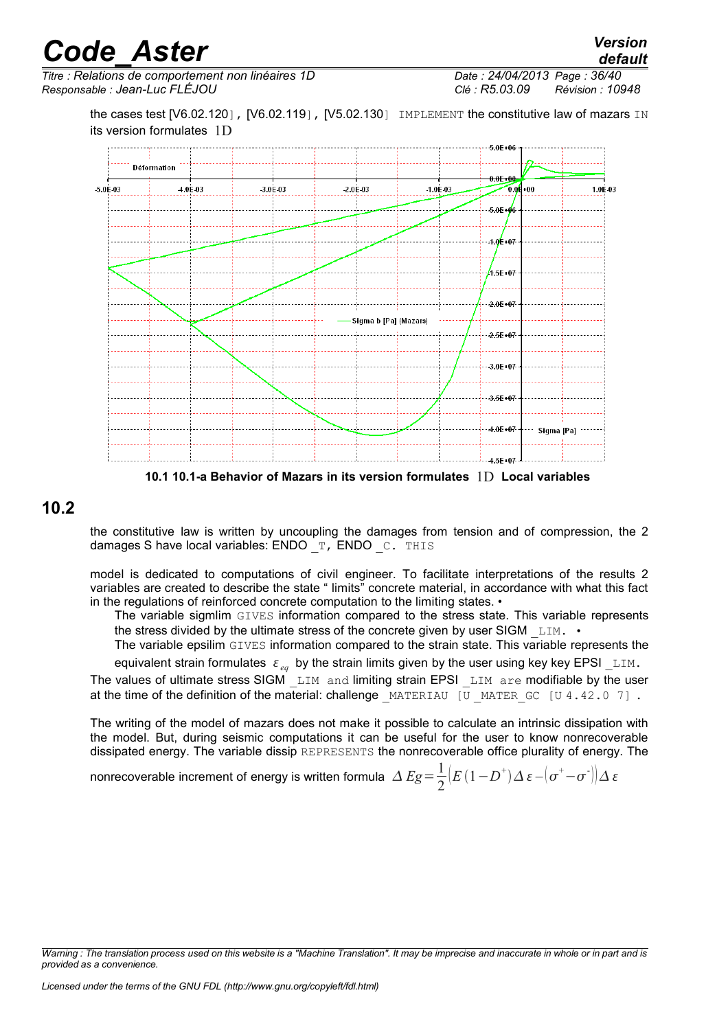the cases test [V6.02.120], [V6.02.119], [V5.02.130] IMPLEMENT the constitutive law of mazars IN its version formulates 1D

10.1 10.1-a Behavior of Mazars in its version formulates 1D Local variables

## 10.2

the constitutive law is written by uncoupling the damages from tension and of compression, the 2 damages S have local variables: ENDO _T, ENDO _C. THIS

model is dedicated to computations of civil engineer. To facilitate interpretations of the results 2 variables are created to describe the state " limits" concrete material, in accordance with what this fact in the regulations of reinforced concrete computation to the limiting states. •

- The variable sigmlim GIVES information compared to the stress state. This variable represents the stress divided by the ultimate stress of the concrete given by user SIGM _LIM. •
- The variable epsilim GIVES information compared to the strain state. This variable represents the equivalent strain formulates $\varepsilon_{eq}$ by the strain limits given by the user using key key EPSI _LIM.

The values of ultimate stress SIGM _LIM and limiting strain EPSI _LIM are modifiable by the user at the time of the definition of the material: challenge _MATERIAU [U _MATER_GC [U 4.42.0 7] .

The writing of the model of mazars does not make it possible to calculate an intrinsic dissipation with the model. But, during seismic computations it can be useful for the user to know nonrecoverable dissipated energy. The variable dissip REPRESENTS the nonrecoverable office plurality of energy. The nonrecoverable increment of energy is written formula $\Delta Eg=\frac{1}{2}\left(E\left(1-D^{+}\right)\Delta\varepsilon-\left(\sigma^{+}-\sigma^{-}\right)\right)\Delta\varepsilon$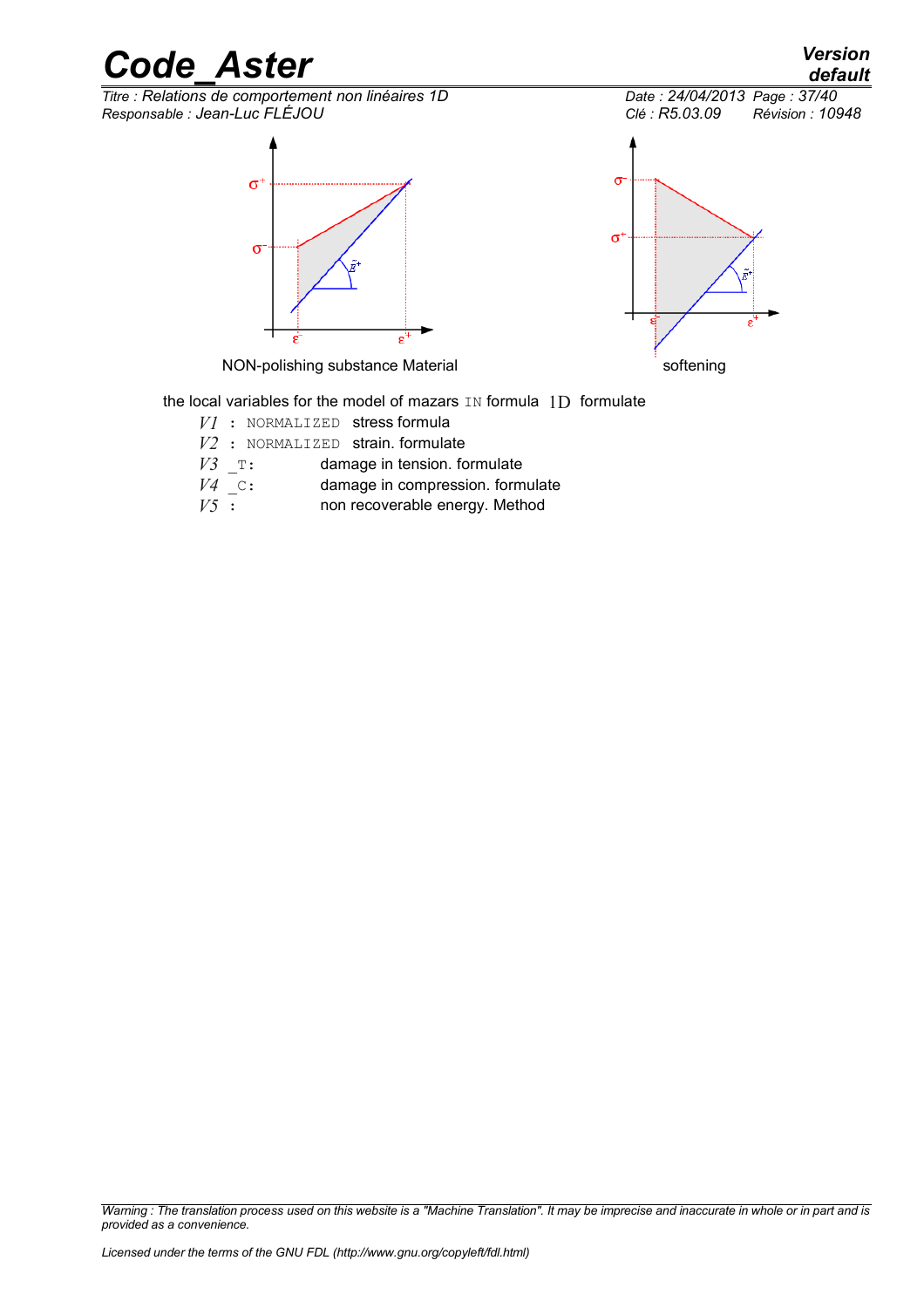NON-polishing substance Material

softening

the local variables for the model of mazars IN formula 1D formulate

- $V1$ : NORMALIZED stress formula
- $V2$ : NORMALIZED strain. formulate
- $V3$ _T: damage in tension. formulate
- $V4$ _C: damage in compression. formulate
- $V5$ : non recoverable energy. Method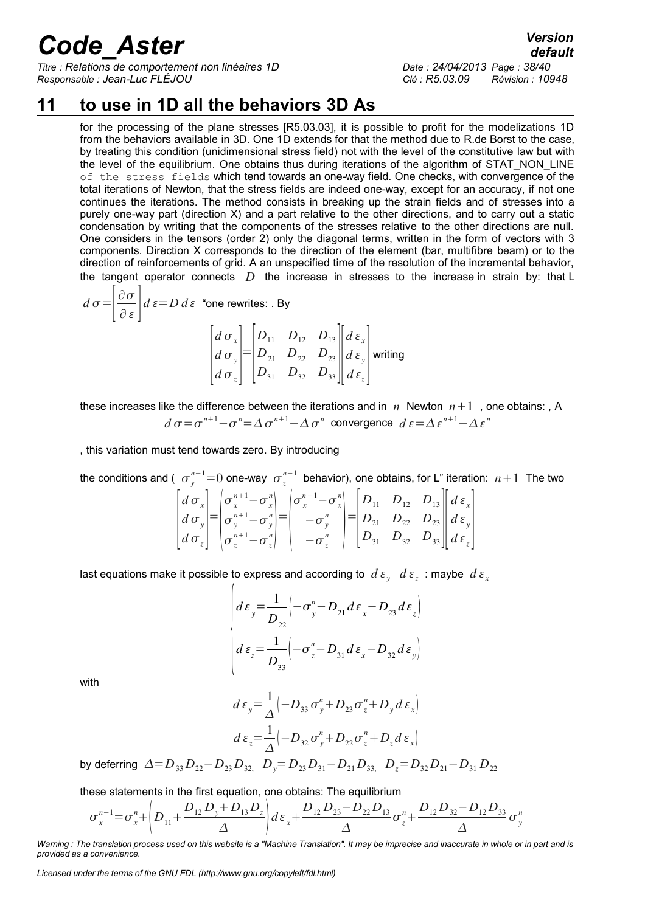# 11 to use in 1D all the behaviors 3D As

for the processing of the plane stresses [R5.03.03], it is possible to profit for the modelizations 1D from the behaviors available in 3D. One 1D extends for that the method due to R.de Borst to the case, by treating this condition (unidimensional stress field) not with the level of the constitutive law but with the level of the equilibrium. One obtains thus during iterations of the algorithm of STAT_NON_LINE of the stress fields which tend towards an one-way field. One checks, with convergence of the total iterations of Newton, that the stress fields are indeed one-way, except for an accuracy, if not one continues the iterations. The method consists in breaking up the strain fields and of stresses into a purely one-way part (direction X) and a part relative to the other directions, and to carry out a static condensation by writing that the components of the stresses relative to the other directions are null. One considers in the tensors (order 2) only the diagonal terms, written in the form of vectors with 3 components. Direction X corresponds to the direction of the element (bar, multifibre beam) or to the direction of reinforcements of grid. A an unspecified time of the resolution of the incremental behavior, the tangent operator connects $D$ the increase in stresses to the increase in strain by: that L

$d\sigma=\left[\dfrac{\partial\sigma}{\partial\varepsilon}\right]d\varepsilon=D\,d\varepsilon$ "one rewrites: . By

$$\begin{bmatrix} d\sigma_x \\ d\sigma_y \\ d\sigma_z \end{bmatrix}=\begin{bmatrix} D_{11} & D_{12} & D_{13} \\ D_{21} & D_{22} & D_{23} \\ D_{31} & D_{32} & D_{33} \end{bmatrix}\begin{bmatrix} d\varepsilon_x \\ d\varepsilon_y \\ d\varepsilon_z \end{bmatrix} \text{ writing}$$

these increases like the difference between the iterations and in $n$ Newton $n+1$ , one obtains: , A

$$d\sigma=\sigma^{n+1}-\sigma^{n}=\Delta\sigma^{n+1}-\Delta\sigma^{n} \text{ convergence } d\varepsilon=\Delta\varepsilon^{n+1}-\Delta\varepsilon^{n}$$

, this variation must tend towards zero. By introducing

the conditions and ( $\sigma_y^{n+1}=0$ one-way $\sigma_z^{n+1}$ behavior), one obtains, for L" iteration: $n+1$ The two

$$\begin{bmatrix} d\sigma_x \\ d\sigma_y \\ d\sigma_z \end{bmatrix}=\begin{pmatrix} \sigma_x^{n+1}-\sigma_x^{n} \\ \sigma_y^{n+1}-\sigma_y^{n} \\ \sigma_z^{n+1}-\sigma_z^{n} \end{pmatrix}=\begin{pmatrix} \sigma_x^{n+1}-\sigma_x^{n} \\ -\sigma_y^{n} \\ -\sigma_z^{n} \end{pmatrix}=\begin{bmatrix} D_{11} & D_{12} & D_{13} \\ D_{21} & D_{22} & D_{23} \\ D_{31} & D_{32} & D_{33} \end{bmatrix}\begin{bmatrix} d\varepsilon_x \\ d\varepsilon_y \\ d\varepsilon_z \end{bmatrix}$$

last equations make it possible to express and according to $d\varepsilon_y$ $d\varepsilon_z$ : maybe $d\varepsilon_x$

$$\begin{cases} d\varepsilon_y=\dfrac{1}{D_{22}}\left(-\sigma_y^{n}-D_{21}\,d\varepsilon_x-D_{23}\,d\varepsilon_z\right) \\ d\varepsilon_z=\dfrac{1}{D_{33}}\left(-\sigma_z^{n}-D_{31}\,d\varepsilon_x-D_{32}\,d\varepsilon_y\right) \end{cases}$$

with

$$d\varepsilon_y=\frac{1}{\Delta}\left(-D_{33}\sigma_y^{n}+D_{23}\sigma_z^{n}+D_y\,d\varepsilon_x\right)$$

$$d\varepsilon_z=\frac{1}{\Delta}\left(-D_{32}\sigma_y^{n}+D_{22}\sigma_z^{n}+D_z\,d\varepsilon_x\right)$$

by deferring $\Delta=D_{33}D_{22}-D_{23}D_{32},\quad D_y=D_{23}D_{31}-D_{21}D_{33},\quad D_z=D_{32}D_{21}-D_{31}D_{22}$

these statements in the first equation, one obtains: The equilibrium

$$\sigma_x^{n+1}=\sigma_x^{n}+\left(D_{11}+\frac{D_{12}D_y+D_{13}D_z}{\Delta}\right)d\varepsilon_x+\frac{D_{12}D_{23}-D_{22}D_{13}}{\Delta}\sigma_z^{n}+\frac{D_{12}D_{32}-D_{12}D_{33}}{\Delta}\sigma_y^{n}$$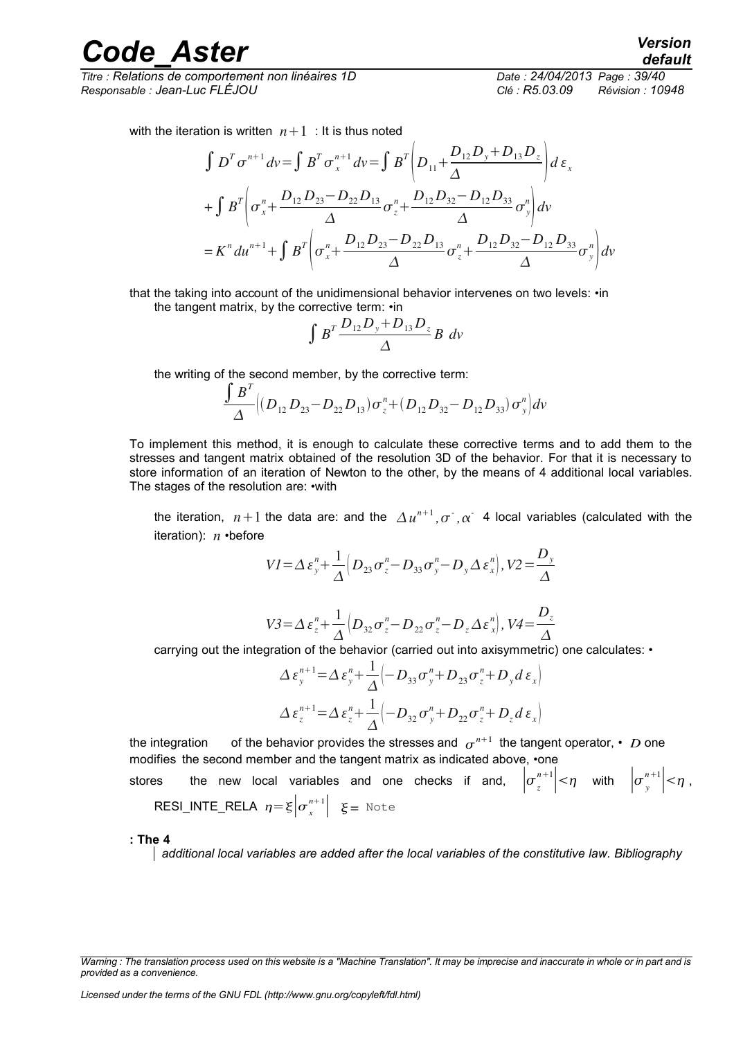with the iteration is written $n+1$ : It is thus noted

$$\int D^T \sigma^{n+1} dv = \int B^T \sigma_x^{n+1} dv = \int B^T \left( D_{11} + \frac{D_{12} D_y + D_{13} D_z}{\Delta} \right) d\varepsilon_x$$

$$+ \int B^T \left( \sigma_x^n + \frac{D_{12} D_{23} - D_{22} D_{13}}{\Delta} \sigma_z^n + \frac{D_{12} D_{32} - D_{12} D_{33}}{\Delta} \sigma_y^n \right) dv$$

$$= K^n du^{n+1} + \int B^T \left( \sigma_x^n + \frac{D_{12} D_{23} - D_{22} D_{13}}{\Delta} \sigma_z^n + \frac{D_{12} D_{32} - D_{12} D_{33}}{\Delta} \sigma_y^n \right) dv$$

that the taking into account of the unidimensional behavior intervenes on two levels: •in the tangent matrix, by the corrective term: •in

$$\int B^T \frac{D_{12} D_y + D_{13} D_z}{\Delta} B \; dv$$

the writing of the second member, by the corrective term:

$$\frac{\int B^T}{\Delta} \left( (D_{12} D_{23} - D_{22} D_{13}) \sigma_z^n + (D_{12} D_{32} - D_{12} D_{33}) \sigma_y^n \right) dv$$

To implement this method, it is enough to calculate these corrective terms and to add them to the stresses and tangent matrix obtained of the resolution 3D of the behavior. For that it is necessary to store information of an iteration of Newton to the other, by the means of 4 additional local variables. The stages of the resolution are: •with

the iteration, $n+1$ the data are: and the $\Delta u^{n+1}, \sigma^-, \alpha^-$ 4 local variables (calculated with the iteration): $n$ •before

$$V1 = \Delta \varepsilon_y^n + \frac{1}{\Delta} \left( D_{23} \sigma_z^n - D_{33} \sigma_y^n - D_y \Delta \varepsilon_x^n \right), V2 = \frac{D_y}{\Delta}$$

$$V3 = \Delta \varepsilon_z^n + \frac{1}{\Delta} \left( D_{32} \sigma_z^n - D_{22} \sigma_z^n - D_z \Delta \varepsilon_x^n \right), V4 = \frac{D_z}{\Delta}$$

carrying out the integration of the behavior (carried out into axisymmetric) one calculates: •

$$\Delta \varepsilon_y^{n+1} = \Delta \varepsilon_y^n + \frac{1}{\Delta} \left( -D_{33} \sigma_y^n + D_{23} \sigma_z^n + D_y d\varepsilon_x \right)$$

$$\Delta \varepsilon_z^{n+1} = \Delta \varepsilon_z^n + \frac{1}{\Delta} \left( -D_{32} \sigma_y^n + D_{22} \sigma_z^n + D_z d\varepsilon_x \right)$$

the integration of the behavior provides the stresses and $\sigma^{n+1}$ the tangent operator, • $D$ one modifies the second member and the tangent matrix as indicated above, •one stores the new local variables and one checks if and, $\left| \sigma_z^{n+1} \right| < \eta$ with $\left| \sigma_y^{n+1} \right| < \eta$ ,

RESI_INTE_RELA $\eta = \xi \left| \sigma_x^{n+1} \right|$ $\xi =$ Note

**: The 4**

*additional local variables are added after the local variables of the constitutive law. Bibliography*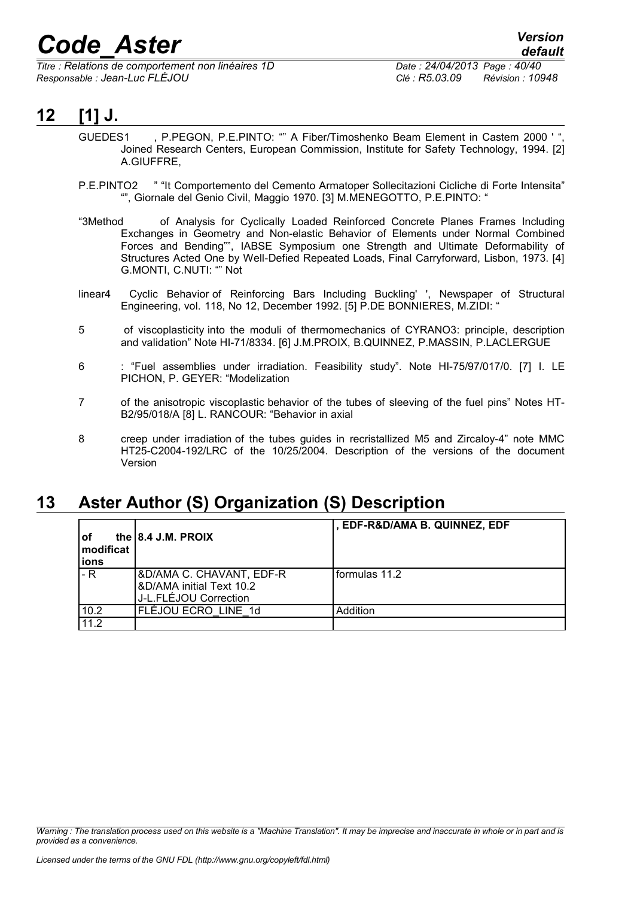## 12 [1] J.

GUEDES1 , P.PEGON, P.E.PINTO: "" A Fiber/Timoshenko Beam Element in Castem 2000 ' ", Joined Research Centers, European Commission, Institute for Safety Technology, 1994. [2] A.GIUFFRE,

P.E.PINTO2 " "It Comportemento del Cemento Armatoper Sollecitazioni Cicliche di Forte Intensita" "", Giornale del Genio Civil, Maggio 1970. [3] M.MENEGOTTO, P.E.PINTO: "

"3Method of Analysis for Cyclically Loaded Reinforced Concrete Planes Frames Including Exchanges in Geometry and Non-elastic Behavior of Elements under Normal Combined Forces and Bending"", IABSE Symposium one Strength and Ultimate Deformability of Structures Acted One by Well-Defied Repeated Loads, Final Carryforward, Lisbon, 1973. [4] G.MONTI, C.NUTI: "" Not

linear4 Cyclic Behavior of Reinforcing Bars Including Buckling' ', Newspaper of Structural Engineering, vol. 118, No 12, December 1992. [5] P.DE BONNIERES, M.ZIDI: "

5 of viscoplasticity into the moduli of thermomechanics of CYRANO3: principle, description and validation" Note HI-71/8334. [6] J.M.PROIX, B.QUINNEZ, P.MASSIN, P.LACLERGUE

6 : "Fuel assemblies under irradiation. Feasibility study". Note HI-75/97/017/0. [7] I. LE PICHON, P. GEYER: "Modelization

7 of the anisotropic viscoplastic behavior of the tubes of sleeving of the fuel pins" Notes HT-B2/95/018/A [8] L. RANCOUR: "Behavior in axial

8 creep under irradiation of the tubes guides in recristallized M5 and Zircaloy-4" note MMC HT25-C2004-192/LRC of the 10/25/2004. Description of the versions of the document Version

## 13 Aster Author (S) Organization (S) Description

| of the modificat ions | 8.4 J.M. PROIX | , EDF-R&D/AMA B. QUINNEZ, EDF |
|---|---|---|
| - R | &D/AMA C. CHAVANT, EDF-R &D/AMA initial Text 10.2 J-L.FLÉJOU Correction | formulas 11.2 |
| 10.2 | FLÉJOU ECRO_LINE_1d | Addition |
| 11.2 | | |